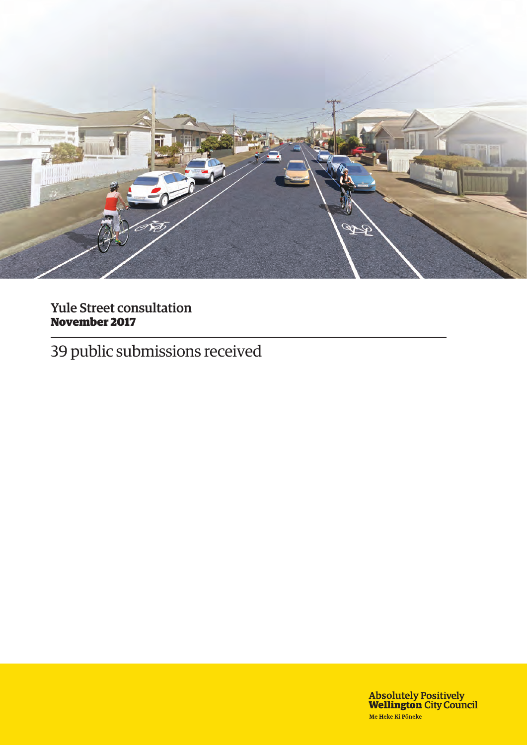# Yule Street consultation
**November 2017**

39 public submissions received

Absolutely Positively
**Wellington** City Council
Me Heke Ki Pōneke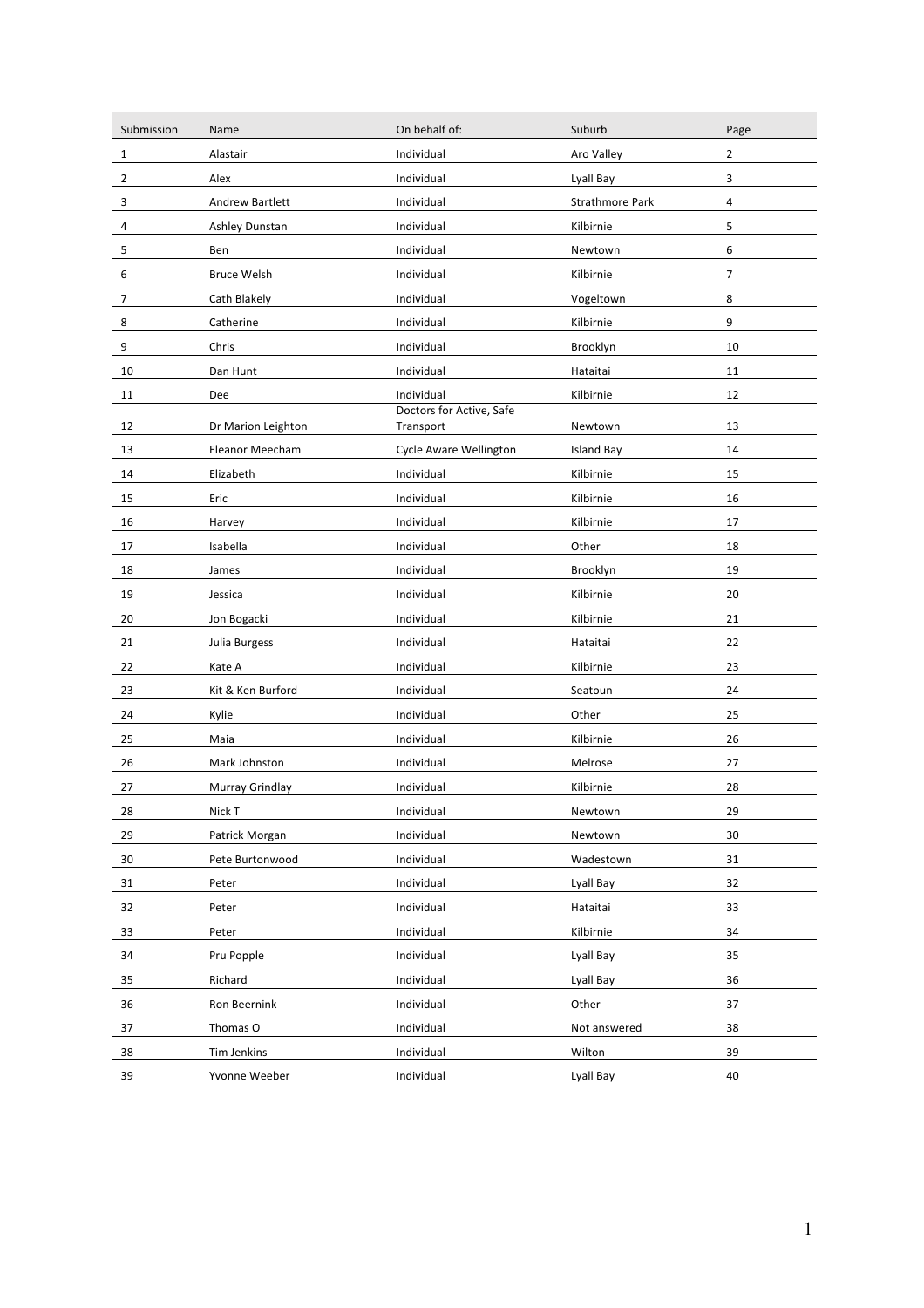| Submission | Name | On behalf of: | Suburb | Page |
|---|---|---|---|---|
| 1 | Alastair | Individual | Aro Valley | 2 |
| 2 | Alex | Individual | Lyall Bay | 3 |
| 3 | Andrew Bartlett | Individual | Strathmore Park | 4 |
| 4 | Ashley Dunstan | Individual | Kilbirnie | 5 |
| 5 | Ben | Individual | Newtown | 6 |
| 6 | Bruce Welsh | Individual | Kilbirnie | 7 |
| 7 | Cath Blakely | Individual | Vogeltown | 8 |
| 8 | Catherine | Individual | Kilbirnie | 9 |
| 9 | Chris | Individual | Brooklyn | 10 |
| 10 | Dan Hunt | Individual | Hataitai | 11 |
| 11 | Dee | Individual | Kilbirnie | 12 |
| 12 | Dr Marion Leighton | Doctors for Active, Safe Transport | Newtown | 13 |
| 13 | Eleanor Meecham | Cycle Aware Wellington | Island Bay | 14 |
| 14 | Elizabeth | Individual | Kilbirnie | 15 |
| 15 | Eric | Individual | Kilbirnie | 16 |
| 16 | Harvey | Individual | Kilbirnie | 17 |
| 17 | Isabella | Individual | Other | 18 |
| 18 | James | Individual | Brooklyn | 19 |
| 19 | Jessica | Individual | Kilbirnie | 20 |
| 20 | Jon Bogacki | Individual | Kilbirnie | 21 |
| 21 | Julia Burgess | Individual | Hataitai | 22 |
| 22 | Kate A | Individual | Kilbirnie | 23 |
| 23 | Kit & Ken Burford | Individual | Seatoun | 24 |
| 24 | Kylie | Individual | Other | 25 |
| 25 | Maia | Individual | Kilbirnie | 26 |
| 26 | Mark Johnston | Individual | Melrose | 27 |
| 27 | Murray Grindlay | Individual | Kilbirnie | 28 |
| 28 | Nick T | Individual | Newtown | 29 |
| 29 | Patrick Morgan | Individual | Newtown | 30 |
| 30 | Pete Burtonwood | Individual | Wadestown | 31 |
| 31 | Peter | Individual | Lyall Bay | 32 |
| 32 | Peter | Individual | Hataitai | 33 |
| 33 | Peter | Individual | Kilbirnie | 34 |
| 34 | Pru Popple | Individual | Lyall Bay | 35 |
| 35 | Richard | Individual | Lyall Bay | 36 |
| 36 | Ron Beernink | Individual | Other | 37 |
| 37 | Thomas O | Individual | Not answered | 38 |
| 38 | Tim Jenkins | Individual | Wilton | 39 |
| 39 | Yvonne Weeber | Individual | Lyall Bay | 40 |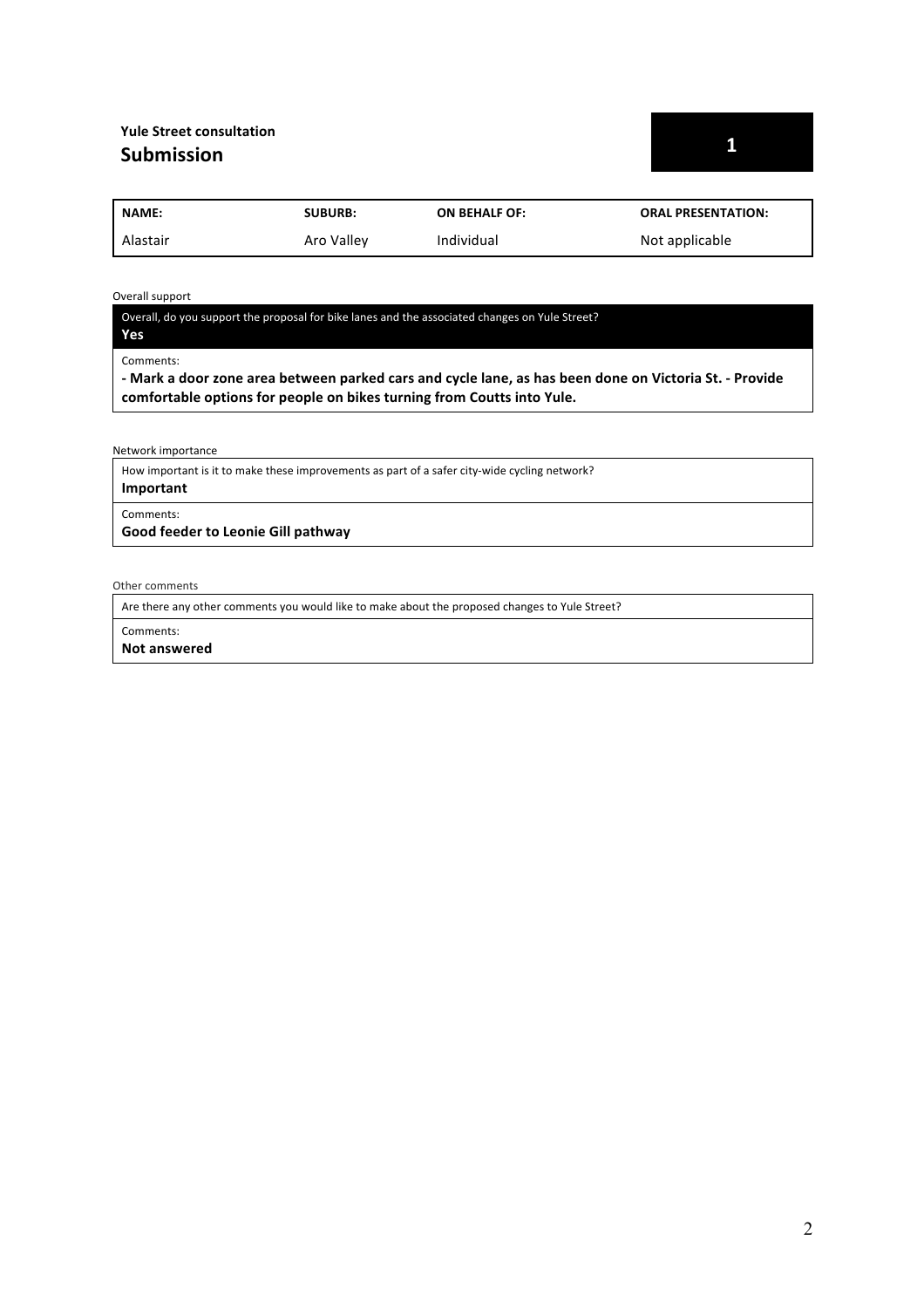**Yule Street consultation**

## Submission

**1**

| NAME: | SUBURB: | ON BEHALF OF: | ORAL PRESENTATION: |
|---|---|---|---|
| Alastair | Aro Valley | Individual | Not applicable |

Overall support

Overall, do you support the proposal for bike lanes and the associated changes on Yule Street?

**Yes**

Comments:

**- Mark a door zone area between parked cars and cycle lane, as has been done on Victoria St. - Provide comfortable options for people on bikes turning from Coutts into Yule.**

Network importance

How important is it to make these improvements as part of a safer city-wide cycling network?

**Important**

Comments:

**Good feeder to Leonie Gill pathway**

Other comments

Are there any other comments you would like to make about the proposed changes to Yule Street?

Comments:

**Not answered**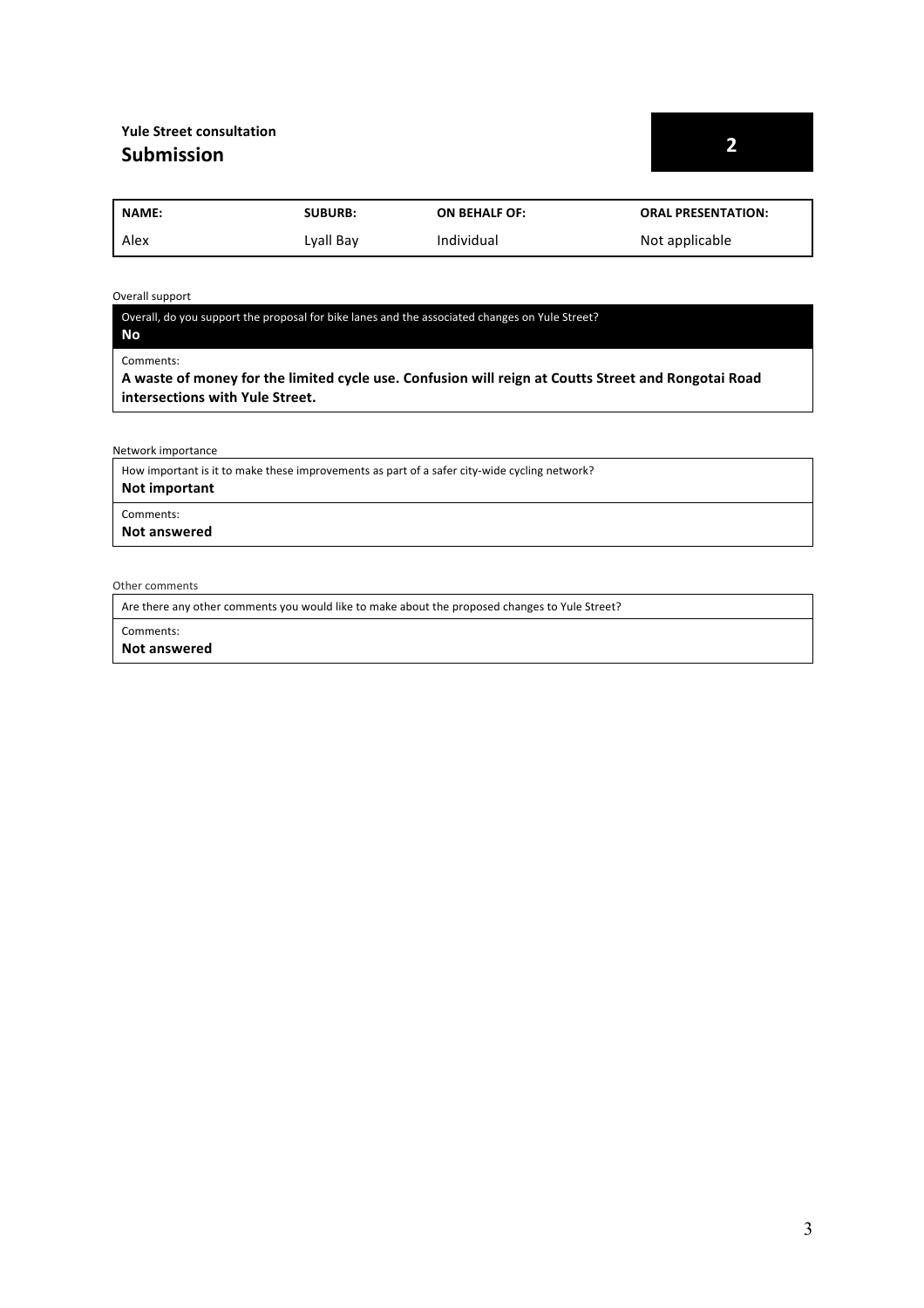**Yule Street consultation**

## Submission

**2**

| NAME: | SUBURB: | ON BEHALF OF: | ORAL PRESENTATION: |
| --- | --- | --- | --- |
| Alex | Lyall Bay | Individual | Not applicable |

Overall support

Overall, do you support the proposal for bike lanes and the associated changes on Yule Street?
**No**

Comments:
**A waste of money for the limited cycle use. Confusion will reign at Coutts Street and Rongotai Road intersections with Yule Street.**

Network importance

How important is it to make these improvements as part of a safer city-wide cycling network?
**Not important**

Comments:
**Not answered**

Other comments

Are there any other comments you would like to make about the proposed changes to Yule Street?

Comments:
**Not answered**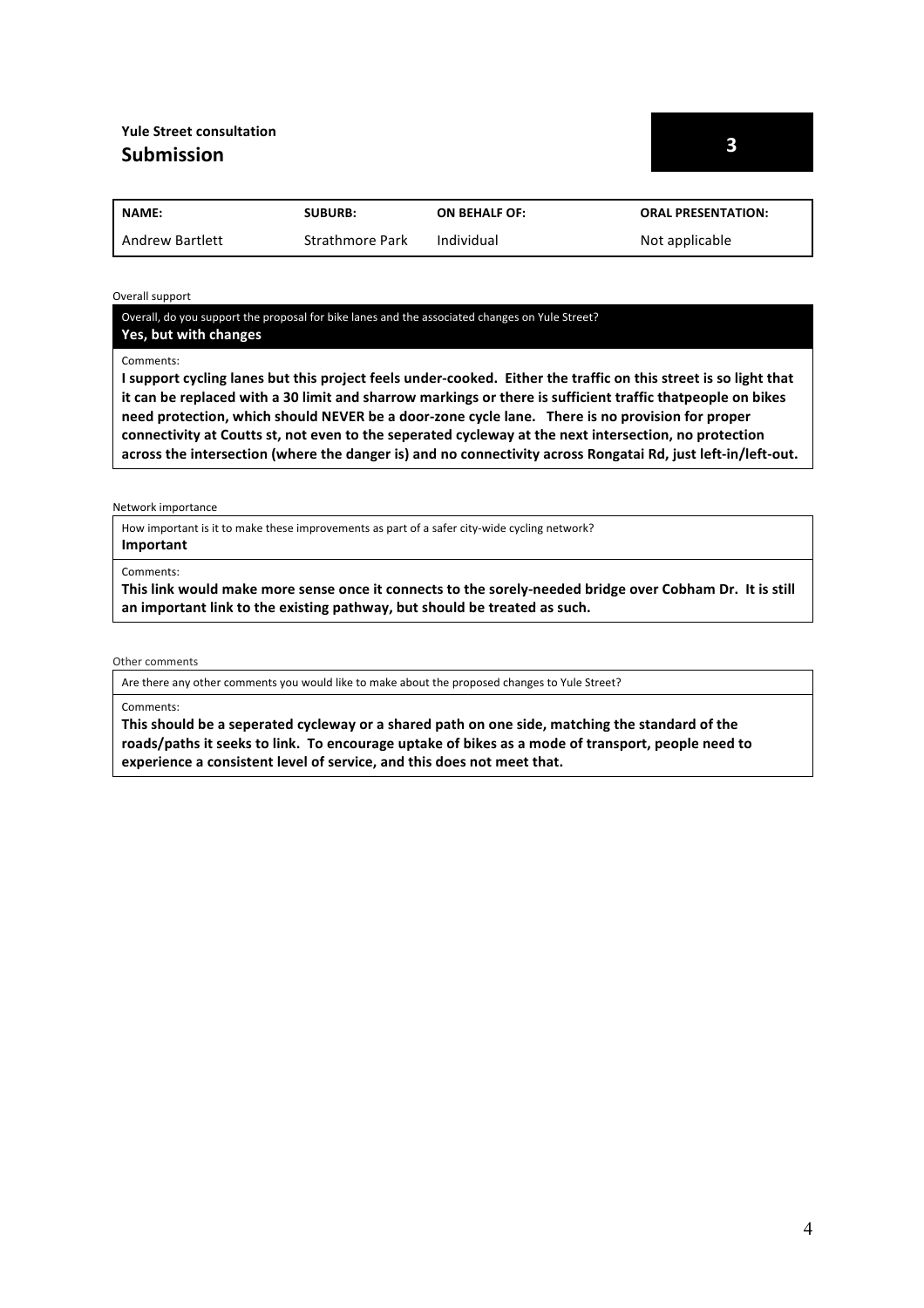**Yule Street consultation**
## Submission

**3**

| NAME: | SUBURB: | ON BEHALF OF: | ORAL PRESENTATION: |
|---|---|---|---|
| Andrew Bartlett | Strathmore Park | Individual | Not applicable |

Overall support

Overall, do you support the proposal for bike lanes and the associated changes on Yule Street?
**Yes, but with changes**

Comments:
**I support cycling lanes but this project feels under-cooked. Either the traffic on this street is so light that it can be replaced with a 30 limit and sharrow markings or there is sufficient traffic thatpeople on bikes need protection, which should NEVER be a door-zone cycle lane. There is no provision for proper connectivity at Coutts st, not even to the seperated cycleway at the next intersection, no protection across the intersection (where the danger is) and no connectivity across Rongatai Rd, just left-in/left-out.**

Network importance

How important is it to make these improvements as part of a safer city-wide cycling network?
**Important**

Comments:
**This link would make more sense once it connects to the sorely-needed bridge over Cobham Dr. It is still an important link to the existing pathway, but should be treated as such.**

Other comments

Are there any other comments you would like to make about the proposed changes to Yule Street?

Comments:
**This should be a seperated cycleway or a shared path on one side, matching the standard of the roads/paths it seeks to link. To encourage uptake of bikes as a mode of transport, people need to experience a consistent level of service, and this does not meet that.**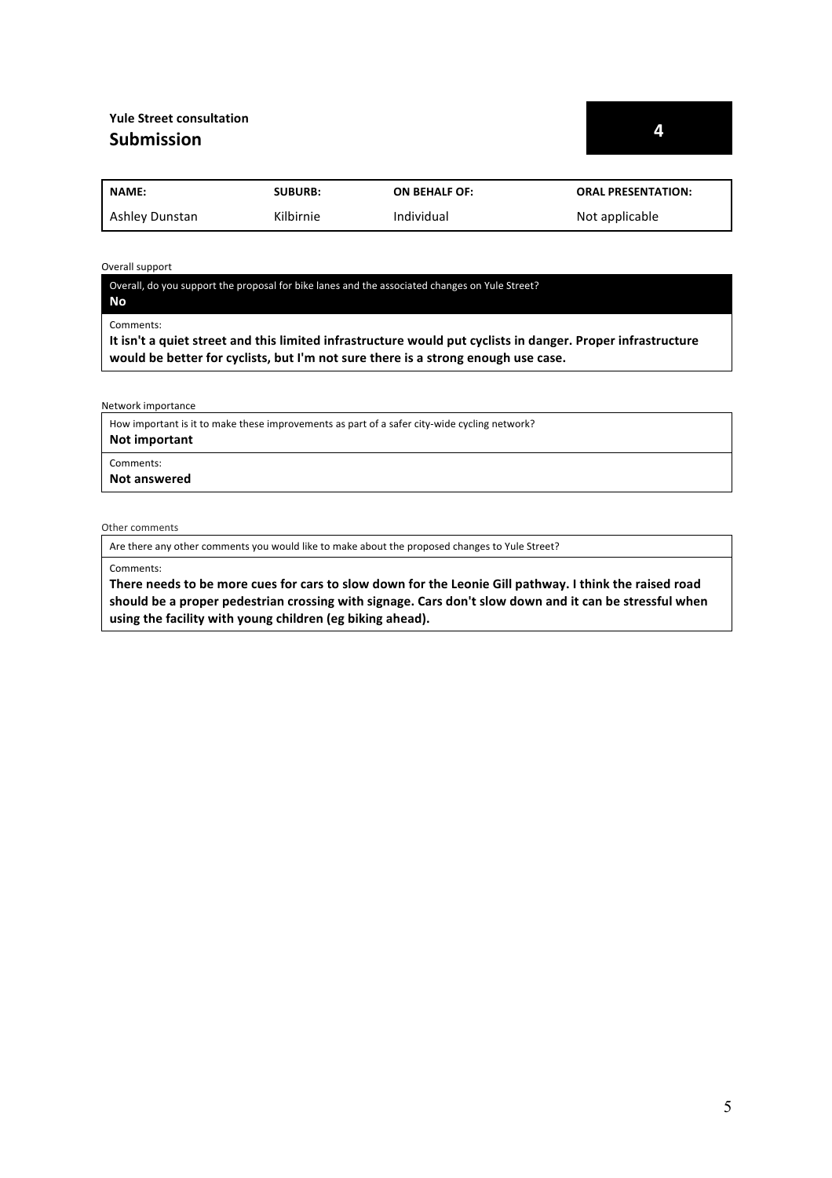**Yule Street consultation**

## Submission

**4**

| NAME: | SUBURB: | ON BEHALF OF: | ORAL PRESENTATION: |
| --- | --- | --- | --- |
| Ashley Dunstan | Kilbirnie | Individual | Not applicable |

Overall support

Overall, do you support the proposal for bike lanes and the associated changes on Yule Street?

**No**

Comments:

**It isn't a quiet street and this limited infrastructure would put cyclists in danger. Proper infrastructure would be better for cyclists, but I'm not sure there is a strong enough use case.**

Network importance

How important is it to make these improvements as part of a safer city-wide cycling network?

**Not important**

Comments:

**Not answered**

Other comments

Are there any other comments you would like to make about the proposed changes to Yule Street?

Comments:

**There needs to be more cues for cars to slow down for the Leonie Gill pathway. I think the raised road should be a proper pedestrian crossing with signage. Cars don't slow down and it can be stressful when using the facility with young children (eg biking ahead).**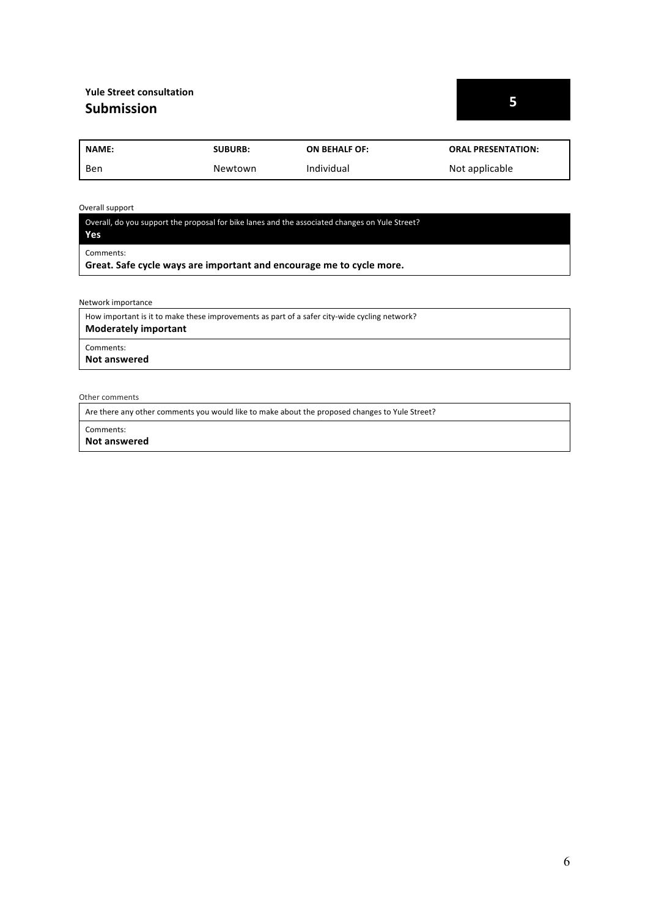**Yule Street consultation**

## Submission

**5**

| NAME: | SUBURB: | ON BEHALF OF: | ORAL PRESENTATION: |
| --- | --- | --- | --- |
| Ben | Newtown | Individual | Not applicable |

Overall support

Overall, do you support the proposal for bike lanes and the associated changes on Yule Street?

**Yes**

Comments:

**Great. Safe cycle ways are important and encourage me to cycle more.**

Network importance

How important is it to make these improvements as part of a safer city-wide cycling network?

**Moderately important**

Comments:

**Not answered**

Other comments

Are there any other comments you would like to make about the proposed changes to Yule Street?

Comments:

**Not answered**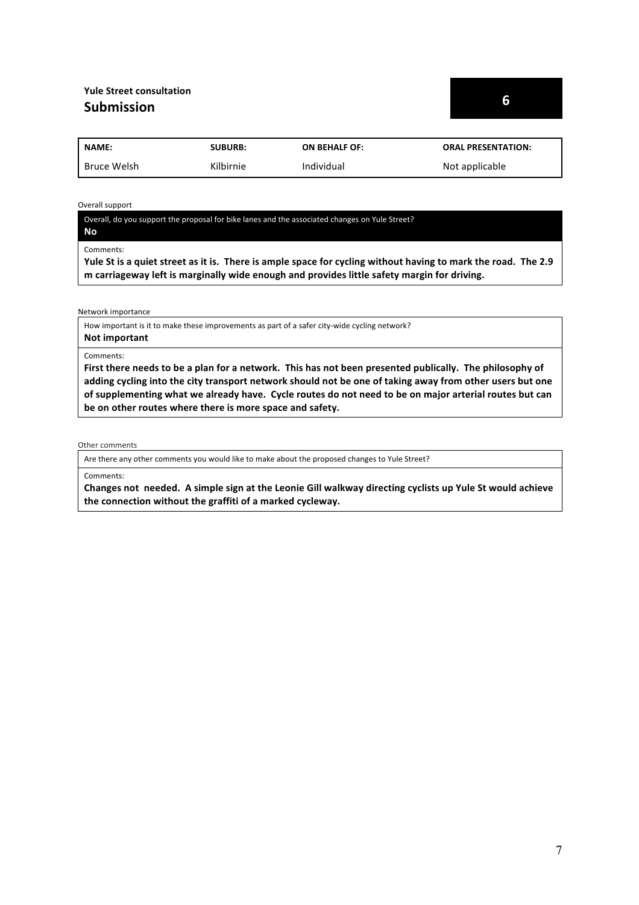**Yule Street consultation**

## Submission

**6**

| NAME: | SUBURB: | ON BEHALF OF: | ORAL PRESENTATION: |
|---|---|---|---|
| Bruce Welsh | Kilbirnie | Individual | Not applicable |

Overall support

Overall, do you support the proposal for bike lanes and the associated changes on Yule Street?

**No**

Comments:

**Yule St is a quiet street as it is. There is ample space for cycling without having to mark the road. The 2.9 m carriageway left is marginally wide enough and provides little safety margin for driving.**

Network importance

How important is it to make these improvements as part of a safer city-wide cycling network?

**Not important**

Comments:

**First there needs to be a plan for a network. This has not been presented publically. The philosophy of adding cycling into the city transport network should not be one of taking away from other users but one of supplementing what we already have. Cycle routes do not need to be on major arterial routes but can be on other routes where there is more space and safety.**

Other comments

Are there any other comments you would like to make about the proposed changes to Yule Street?

Comments:

**Changes not needed. A simple sign at the Leonie Gill walkway directing cyclists up Yule St would achieve the connection without the graffiti of a marked cycleway.**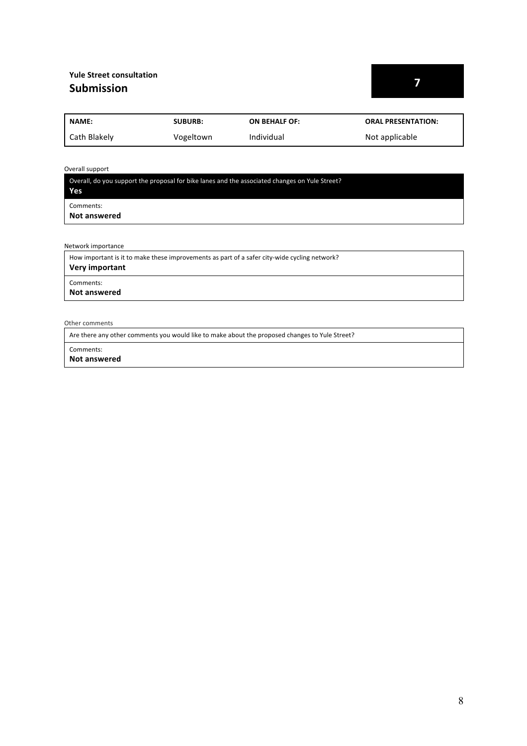**Yule Street consultation**

## Submission

**7**

| NAME: | SUBURB: | ON BEHALF OF: | ORAL PRESENTATION: |
|---|---|---|---|
| Cath Blakely | Vogeltown | Individual | Not applicable |

Overall support

Overall, do you support the proposal for bike lanes and the associated changes on Yule Street?
**Yes**

Comments:
**Not answered**

Network importance

How important is it to make these improvements as part of a safer city-wide cycling network?
**Very important**

Comments:
**Not answered**

Other comments

Are there any other comments you would like to make about the proposed changes to Yule Street?

Comments:
**Not answered**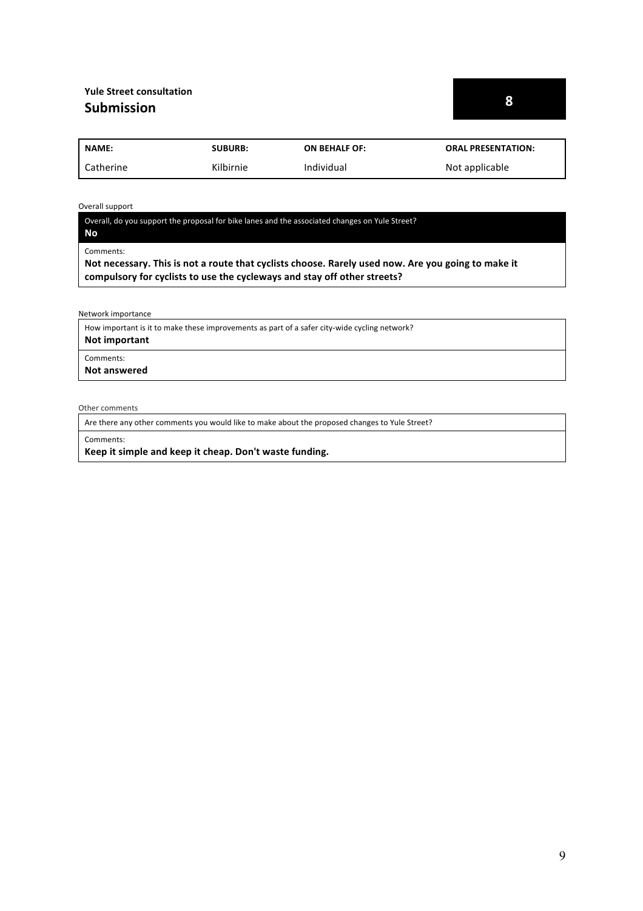**Yule Street consultation**

## Submission

**8**

| NAME: | SUBURB: | ON BEHALF OF: | ORAL PRESENTATION: |
|---|---|---|---|
| Catherine | Kilbirnie | Individual | Not applicable |

Overall support

Overall, do you support the proposal for bike lanes and the associated changes on Yule Street?
**No**

Comments:
**Not necessary. This is not a route that cyclists choose. Rarely used now. Are you going to make it compulsory for cyclists to use the cycleways and stay off other streets?**

Network importance

How important is it to make these improvements as part of a safer city-wide cycling network?
**Not important**

Comments:
**Not answered**

Other comments

Are there any other comments you would like to make about the proposed changes to Yule Street?

Comments:
**Keep it simple and keep it cheap. Don't waste funding.**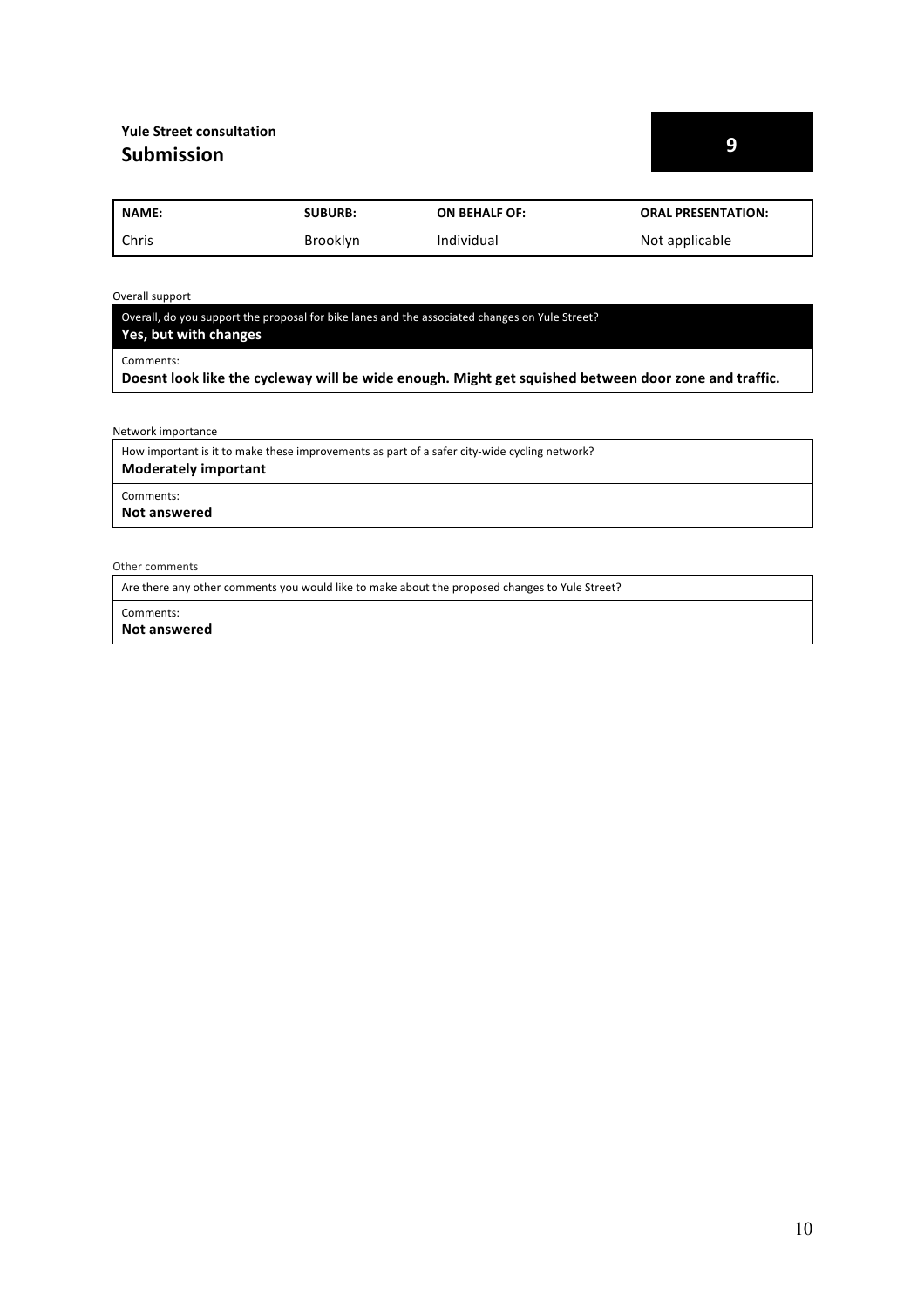**Yule Street consultation**

## Submission

**9**

| NAME: | SUBURB: | ON BEHALF OF: | ORAL PRESENTATION: |
|---|---|---|---|
| Chris | Brooklyn | Individual | Not applicable |

Overall support

Overall, do you support the proposal for bike lanes and the associated changes on Yule Street?
**Yes, but with changes**

Comments:
**Doesnt look like the cycleway will be wide enough. Might get squished between door zone and traffic.**

Network importance

How important is it to make these improvements as part of a safer city-wide cycling network?
**Moderately important**

Comments:
**Not answered**

Other comments

Are there any other comments you would like to make about the proposed changes to Yule Street?

Comments:
**Not answered**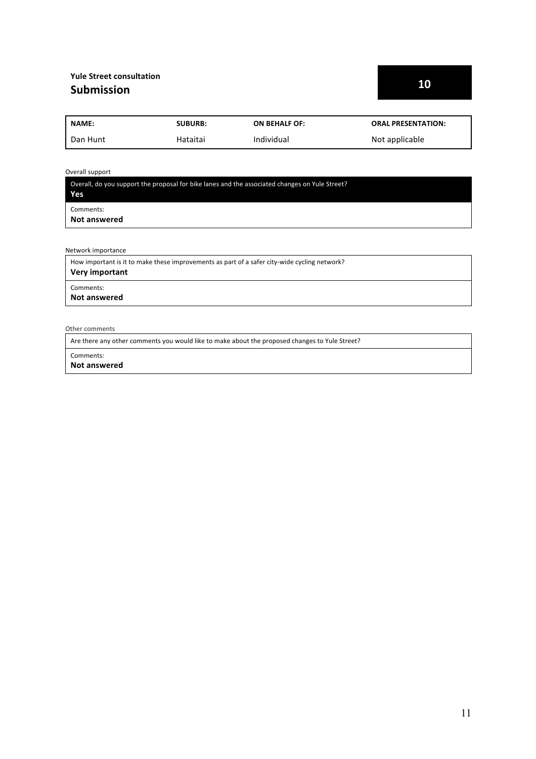**Yule Street consultation**

## Submission

**10**

| NAME: | SUBURB: | ON BEHALF OF: | ORAL PRESENTATION: |
|---|---|---|---|
| Dan Hunt | Hataitai | Individual | Not applicable |

Overall support

Overall, do you support the proposal for bike lanes and the associated changes on Yule Street?
**Yes**

Comments:
**Not answered**

Network importance

How important is it to make these improvements as part of a safer city-wide cycling network?
**Very important**

Comments:
**Not answered**

Other comments

Are there any other comments you would like to make about the proposed changes to Yule Street?

Comments:
**Not answered**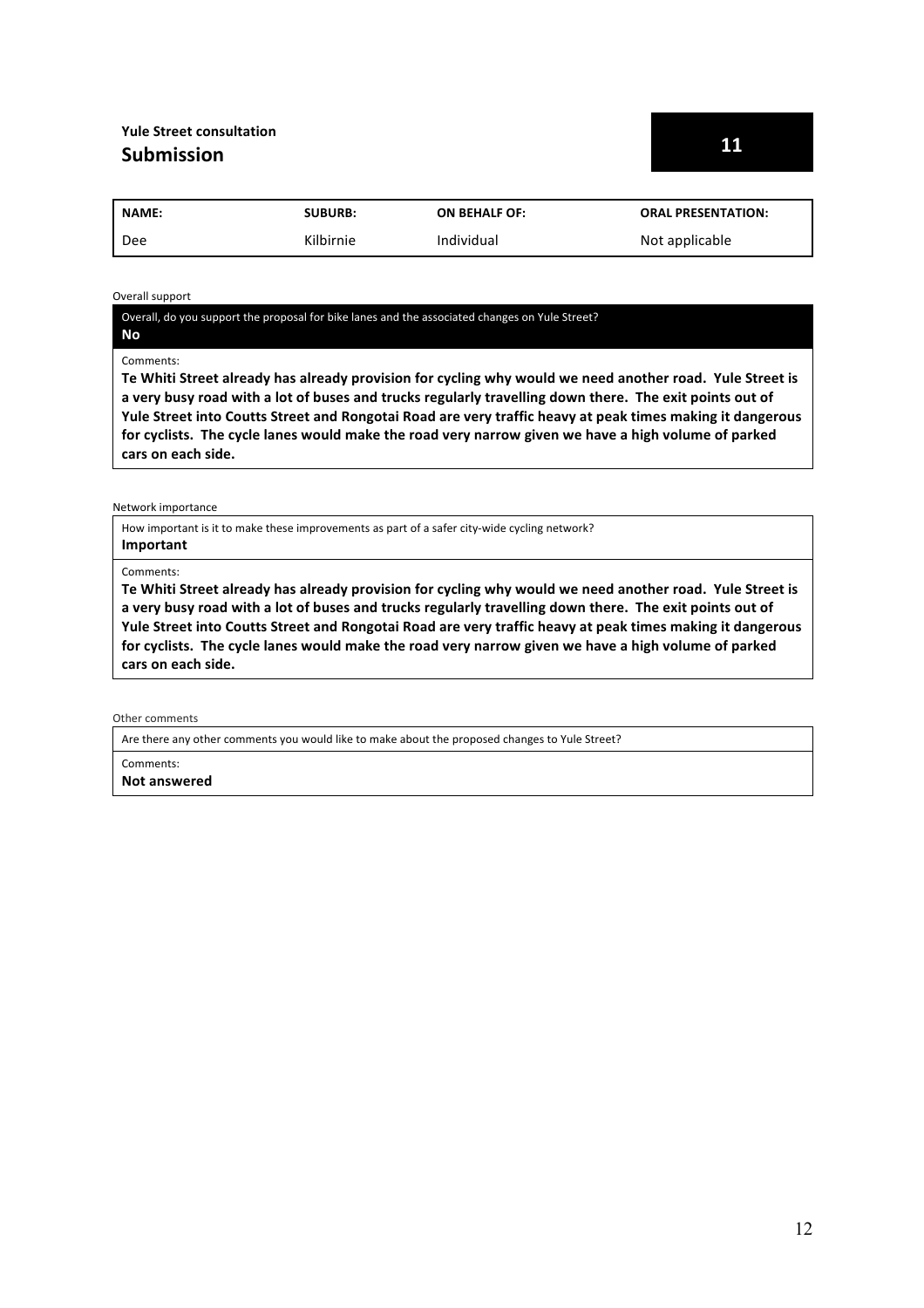**Yule Street consultation**
## Submission

**11**

| NAME: | SUBURB: | ON BEHALF OF: | ORAL PRESENTATION: |
|---|---|---|---|
| Dee | Kilbirnie | Individual | Not applicable |

Overall support

Overall, do you support the proposal for bike lanes and the associated changes on Yule Street?
**No**

Comments:
**Te Whiti Street already has already provision for cycling why would we need another road. Yule Street is a very busy road with a lot of buses and trucks regularly travelling down there. The exit points out of Yule Street into Coutts Street and Rongotai Road are very traffic heavy at peak times making it dangerous for cyclists. The cycle lanes would make the road very narrow given we have a high volume of parked cars on each side.**

Network importance

How important is it to make these improvements as part of a safer city-wide cycling network?
**Important**

Comments:
**Te Whiti Street already has already provision for cycling why would we need another road. Yule Street is a very busy road with a lot of buses and trucks regularly travelling down there. The exit points out of Yule Street into Coutts Street and Rongotai Road are very traffic heavy at peak times making it dangerous for cyclists. The cycle lanes would make the road very narrow given we have a high volume of parked cars on each side.**

Other comments

Are there any other comments you would like to make about the proposed changes to Yule Street?

Comments:
**Not answered**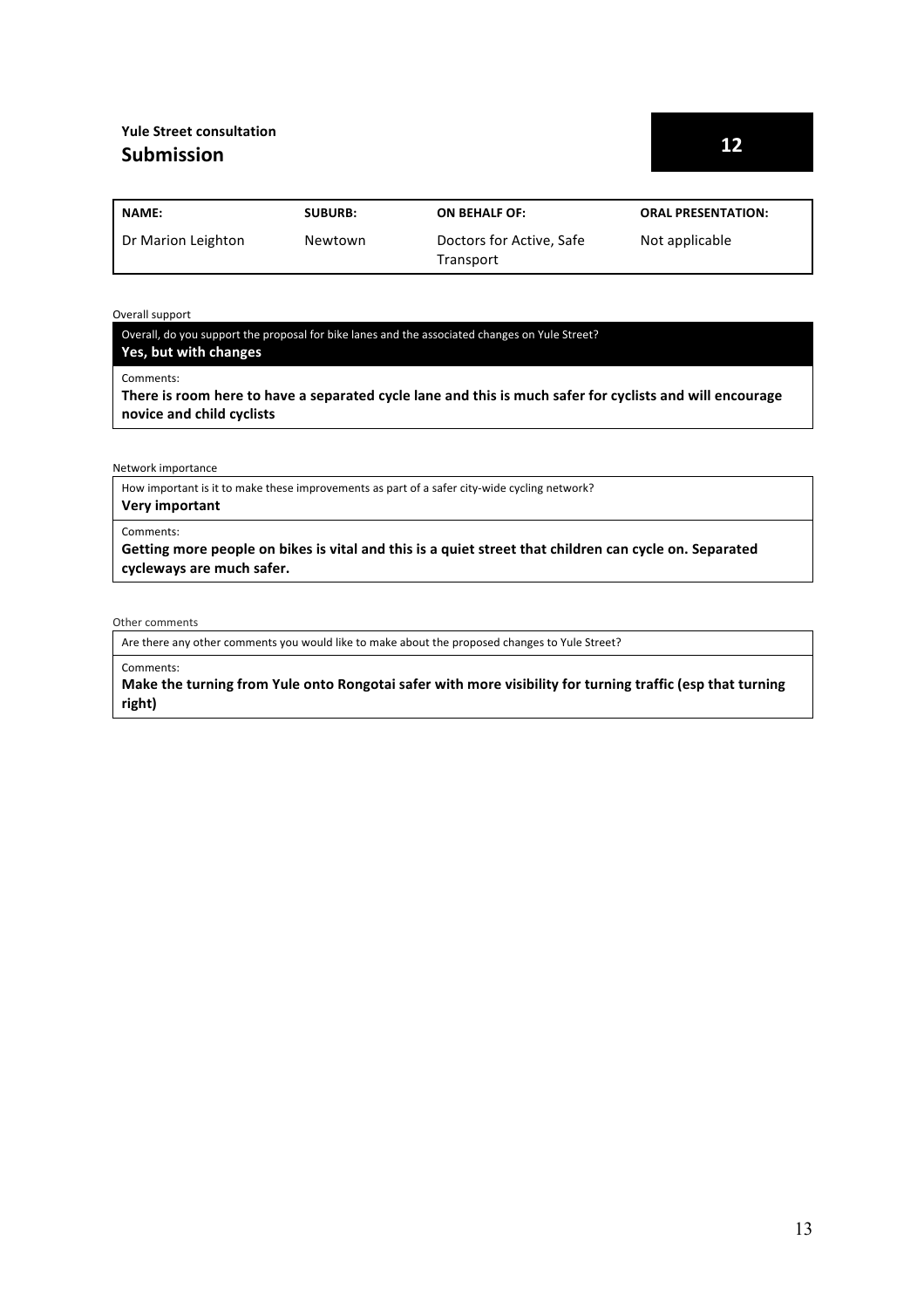**Yule Street consultation**

## Submission

**12**

| NAME: | SUBURB: | ON BEHALF OF: | ORAL PRESENTATION: |
| --- | --- | --- | --- |
| Dr Marion Leighton | Newtown | Doctors for Active, Safe Transport | Not applicable |

Overall support

Overall, do you support the proposal for bike lanes and the associated changes on Yule Street?

**Yes, but with changes**

Comments:

**There is room here to have a separated cycle lane and this is much safer for cyclists and will encourage novice and child cyclists**

Network importance

How important is it to make these improvements as part of a safer city-wide cycling network?

**Very important**

Comments:

**Getting more people on bikes is vital and this is a quiet street that children can cycle on. Separated cycleways are much safer.**

Other comments

Are there any other comments you would like to make about the proposed changes to Yule Street?

Comments:

**Make the turning from Yule onto Rongotai safer with more visibility for turning traffic (esp that turning right)**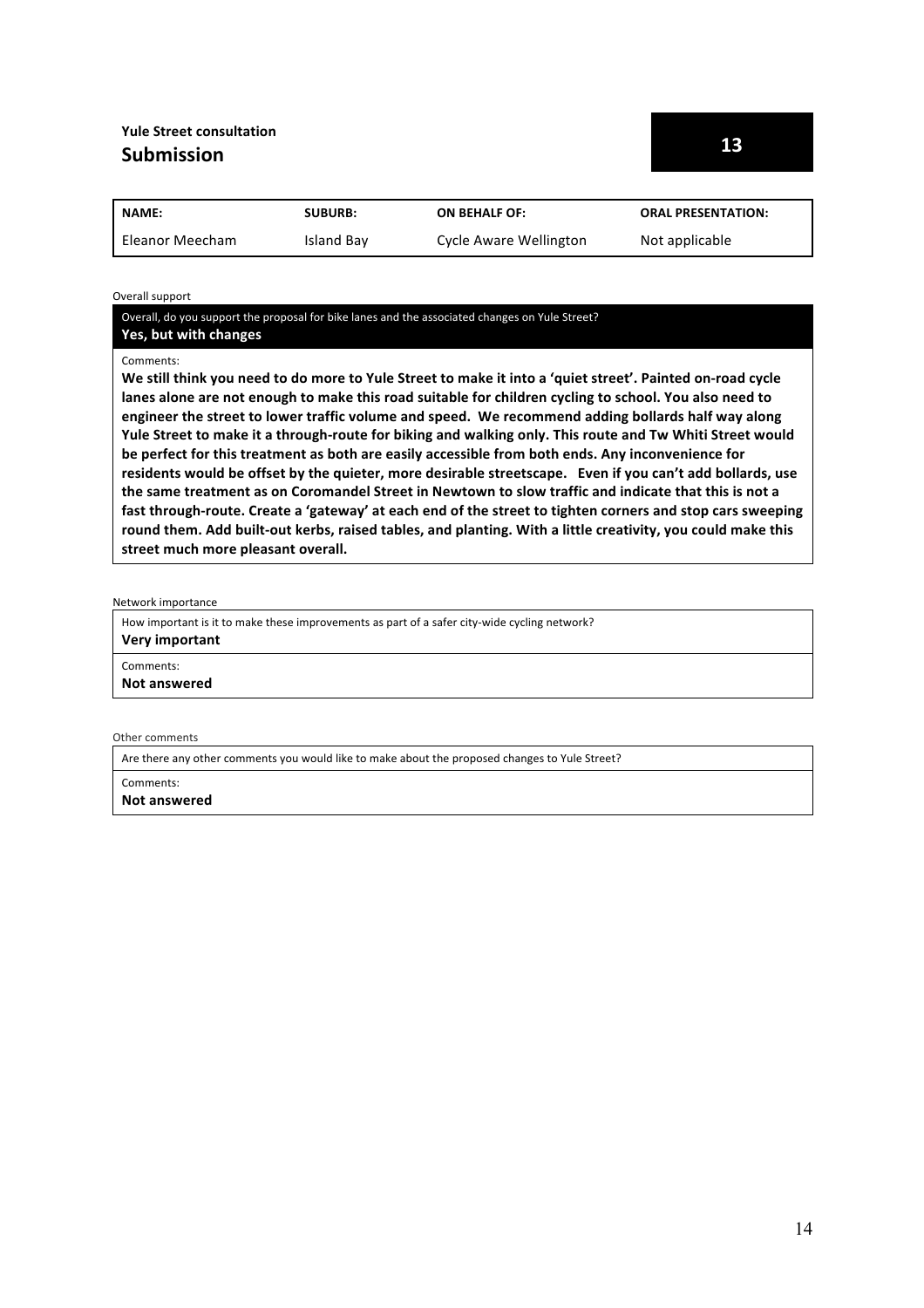**Yule Street consultation**

## Submission

**13**

| NAME: | SUBURB: | ON BEHALF OF: | ORAL PRESENTATION: |
|---|---|---|---|
| Eleanor Meecham | Island Bay | Cycle Aware Wellington | Not applicable |

Overall support

Overall, do you support the proposal for bike lanes and the associated changes on Yule Street?

**Yes, but with changes**

Comments:

**We still think you need to do more to Yule Street to make it into a 'quiet street'. Painted on-road cycle lanes alone are not enough to make this road suitable for children cycling to school. You also need to engineer the street to lower traffic volume and speed. We recommend adding bollards half way along Yule Street to make it a through-route for biking and walking only. This route and Tw Whiti Street would be perfect for this treatment as both are easily accessible from both ends. Any inconvenience for residents would be offset by the quieter, more desirable streetscape. Even if you can't add bollards, use the same treatment as on Coromandel Street in Newtown to slow traffic and indicate that this is not a fast through-route. Create a 'gateway' at each end of the street to tighten corners and stop cars sweeping round them. Add built-out kerbs, raised tables, and planting. With a little creativity, you could make this street much more pleasant overall.**

Network importance

How important is it to make these improvements as part of a safer city-wide cycling network?

**Very important**

Comments:

**Not answered**

Other comments

Are there any other comments you would like to make about the proposed changes to Yule Street?

Comments:

**Not answered**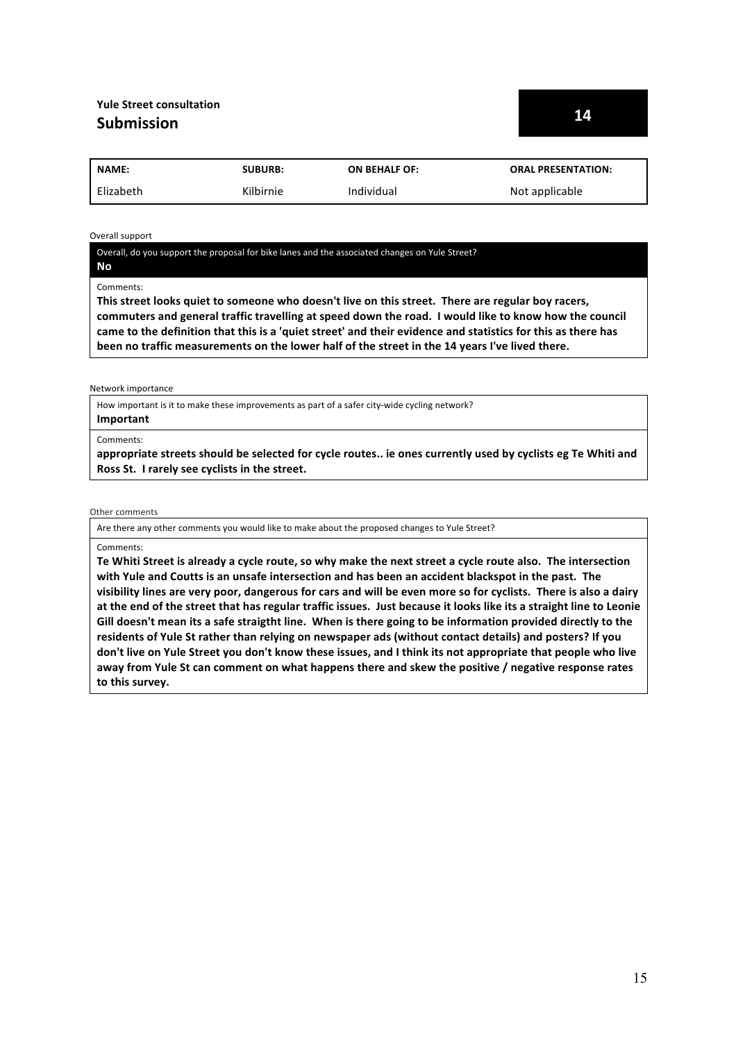**Yule Street consultation**

## Submission

**14**

| NAME: | SUBURB: | ON BEHALF OF: | ORAL PRESENTATION: |
|---|---|---|---|
| Elizabeth | Kilbirnie | Individual | Not applicable |

Overall support

Overall, do you support the proposal for bike lanes and the associated changes on Yule Street?

**No**

Comments:

**This street looks quiet to someone who doesn't live on this street. There are regular boy racers, commuters and general traffic travelling at speed down the road. I would like to know how the council came to the definition that this is a 'quiet street' and their evidence and statistics for this as there has been no traffic measurements on the lower half of the street in the 14 years I've lived there.**

Network importance

How important is it to make these improvements as part of a safer city-wide cycling network?

**Important**

Comments:

**appropriate streets should be selected for cycle routes.. ie ones currently used by cyclists eg Te Whiti and Ross St. I rarely see cyclists in the street.**

Other comments

Are there any other comments you would like to make about the proposed changes to Yule Street?

Comments:

**Te Whiti Street is already a cycle route, so why make the next street a cycle route also. The intersection with Yule and Coutts is an unsafe intersection and has been an accident blackspot in the past. The visibility lines are very poor, dangerous for cars and will be even more so for cyclists. There is also a dairy at the end of the street that has regular traffic issues. Just because it looks like its a straight line to Leonie Gill doesn't mean its a safe straigtht line. When is there going to be information provided directly to the residents of Yule St rather than relying on newspaper ads (without contact details) and posters? If you don't live on Yule Street you don't know these issues, and I think its not appropriate that people who live away from Yule St can comment on what happens there and skew the positive / negative response rates to this survey.**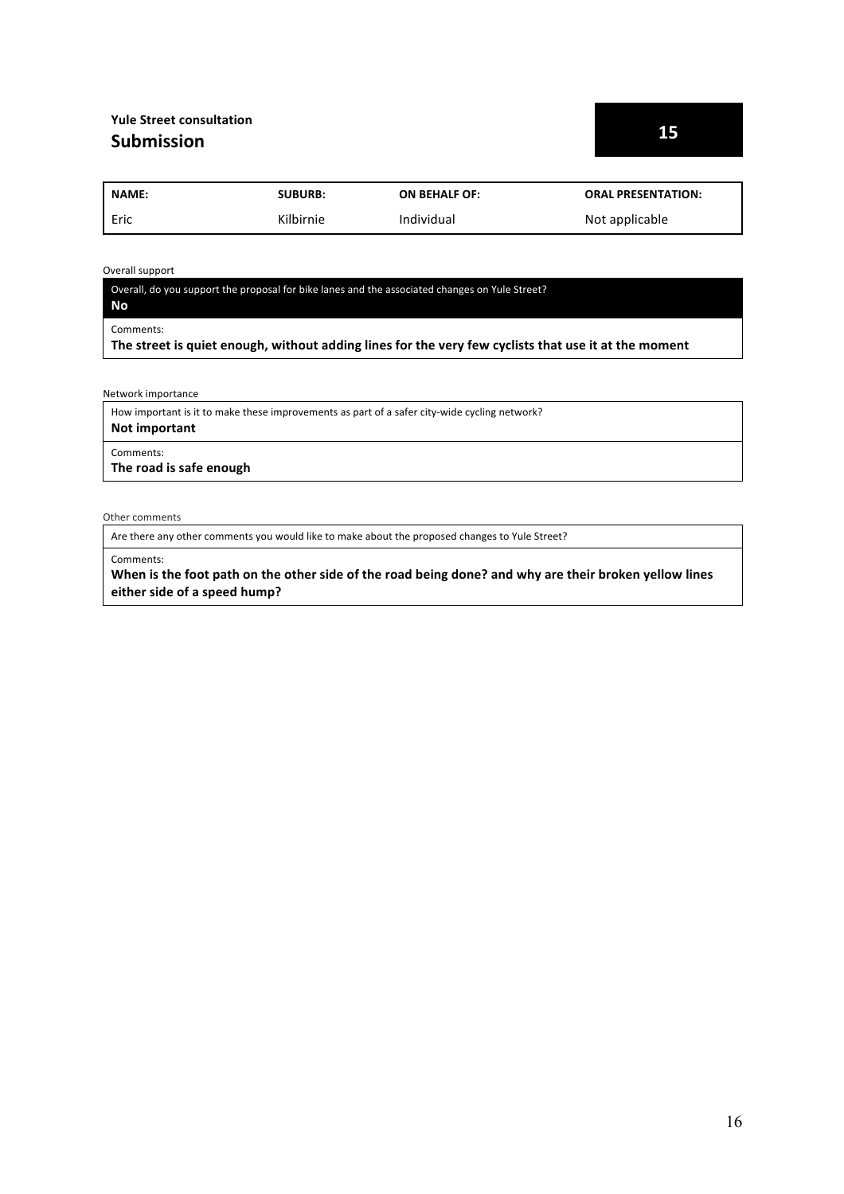**Yule Street consultation**
## Submission

**15**

| NAME: | SUBURB: | ON BEHALF OF: | ORAL PRESENTATION: |
|---|---|---|---|
| Eric | Kilbirnie | Individual | Not applicable |

Overall support

Overall, do you support the proposal for bike lanes and the associated changes on Yule Street?
**No**

Comments:
**The street is quiet enough, without adding lines for the very few cyclists that use it at the moment**

Network importance

How important is it to make these improvements as part of a safer city-wide cycling network?
**Not important**

Comments:
**The road is safe enough**

Other comments

Are there any other comments you would like to make about the proposed changes to Yule Street?

Comments:
**When is the foot path on the other side of the road being done? and why are their broken yellow lines either side of a speed hump?**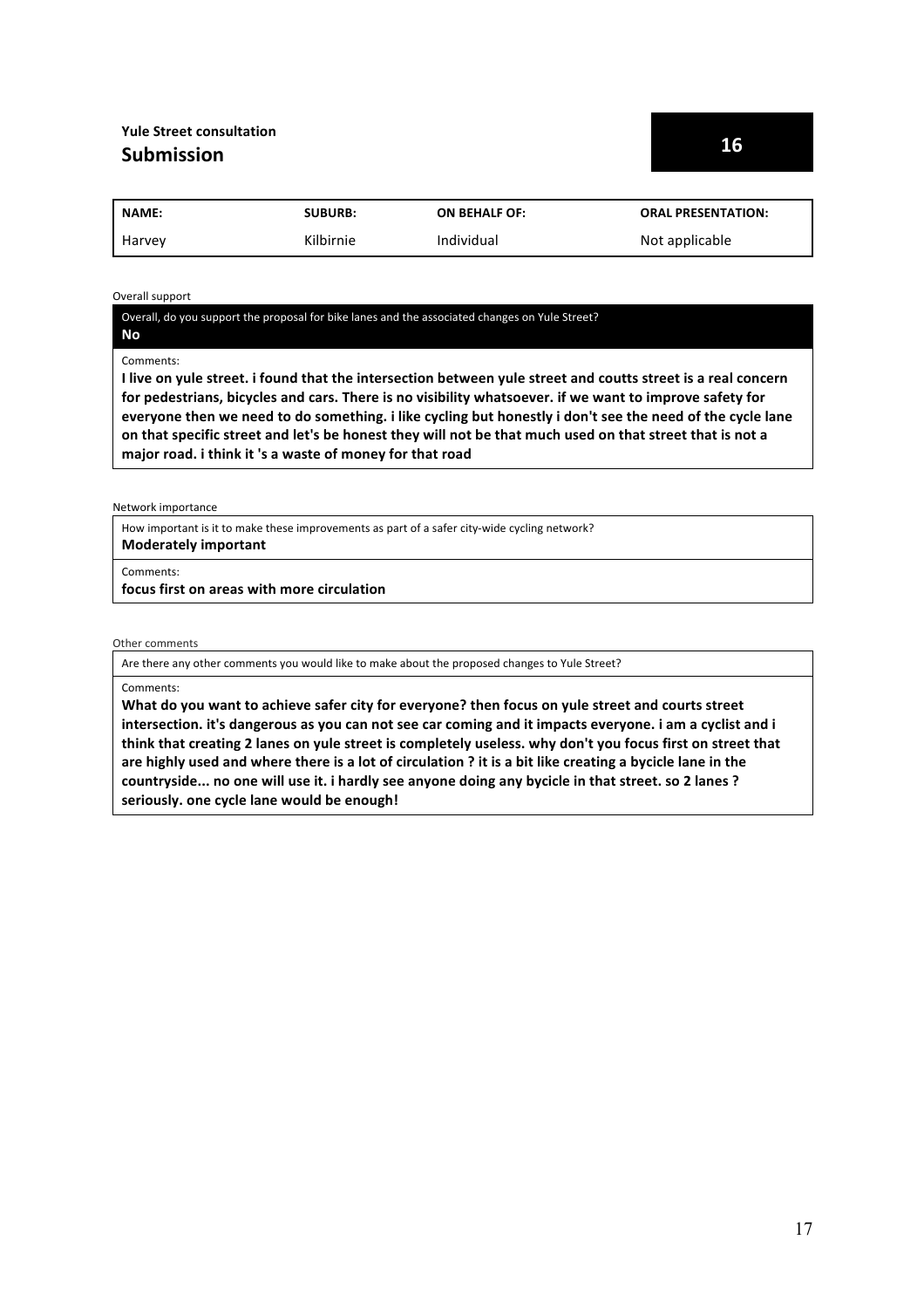**Yule Street consultation**

## Submission

**16**

| NAME: | SUBURB: | ON BEHALF OF: | ORAL PRESENTATION: |
| --- | --- | --- | --- |
| Harvey | Kilbirnie | Individual | Not applicable |

Overall support

Overall, do you support the proposal for bike lanes and the associated changes on Yule Street?

**No**

Comments:

**I live on yule street. i found that the intersection between yule street and coutts street is a real concern for pedestrians, bicycles and cars. There is no visibility whatsoever. if we want to improve safety for everyone then we need to do something. i like cycling but honestly i don't see the need of the cycle lane on that specific street and let's be honest they will not be that much used on that street that is not a major road. i think it 's a waste of money for that road**

Network importance

How important is it to make these improvements as part of a safer city-wide cycling network?

**Moderately important**

Comments:

**focus first on areas with more circulation**

Other comments

Are there any other comments you would like to make about the proposed changes to Yule Street?

Comments:

**What do you want to achieve safer city for everyone? then focus on yule street and courts street intersection. it's dangerous as you can not see car coming and it impacts everyone. i am a cyclist and i think that creating 2 lanes on yule street is completely useless. why don't you focus first on street that are highly used and where there is a lot of circulation ? it is a bit like creating a bycicle lane in the countryside... no one will use it. i hardly see anyone doing any bycicle in that street. so 2 lanes ? seriously. one cycle lane would be enough!**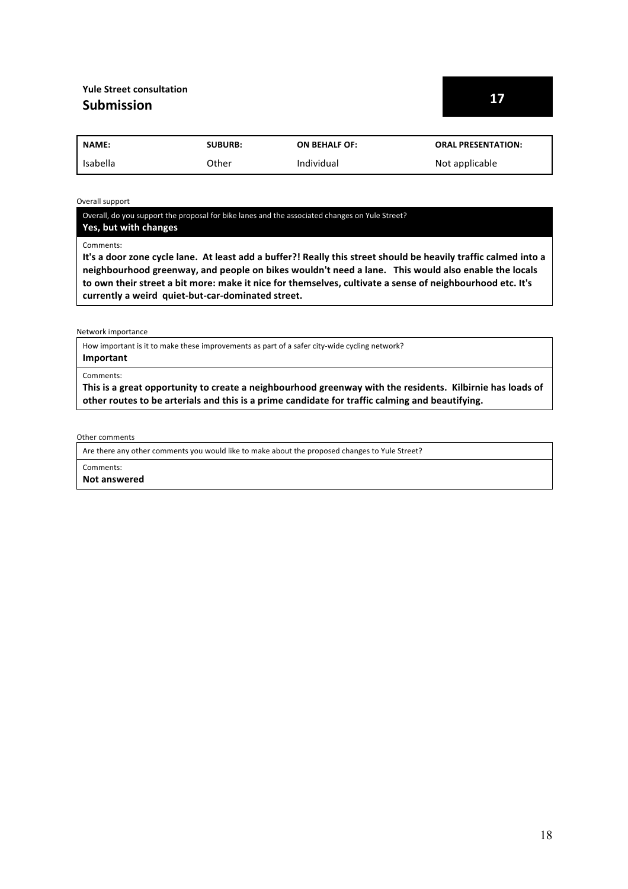**Yule Street consultation**

## Submission

**17**

| NAME: | SUBURB: | ON BEHALF OF: | ORAL PRESENTATION: |
|---|---|---|---|
| Isabella | Other | Individual | Not applicable |

Overall support

Overall, do you support the proposal for bike lanes and the associated changes on Yule Street?

**Yes, but with changes**

Comments:

**It's a door zone cycle lane. At least add a buffer?! Really this street should be heavily traffic calmed into a neighbourhood greenway, and people on bikes wouldn't need a lane. This would also enable the locals to own their street a bit more: make it nice for themselves, cultivate a sense of neighbourhood etc. It's currently a weird quiet-but-car-dominated street.**

Network importance

How important is it to make these improvements as part of a safer city-wide cycling network?

**Important**

Comments:

**This is a great opportunity to create a neighbourhood greenway with the residents. Kilbirnie has loads of other routes to be arterials and this is a prime candidate for traffic calming and beautifying.**

Other comments

Are there any other comments you would like to make about the proposed changes to Yule Street?

Comments:

**Not answered**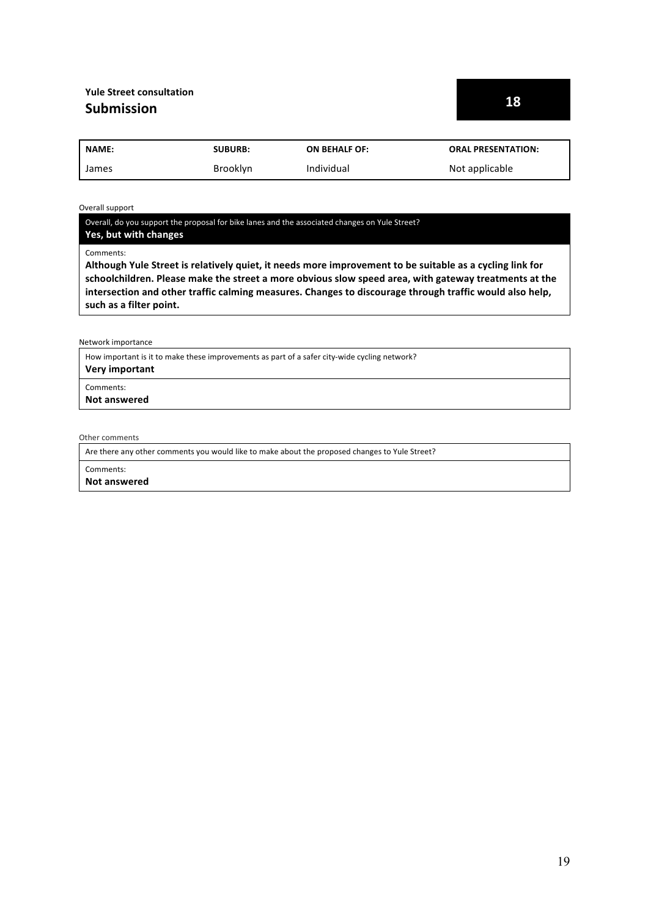**Yule Street consultation**

## Submission

**18**

| NAME: | SUBURB: | ON BEHALF OF: | ORAL PRESENTATION: |
|---|---|---|---|
| James | Brooklyn | Individual | Not applicable |

Overall support

Overall, do you support the proposal for bike lanes and the associated changes on Yule Street?

**Yes, but with changes**

Comments:

**Although Yule Street is relatively quiet, it needs more improvement to be suitable as a cycling link for schoolchildren. Please make the street a more obvious slow speed area, with gateway treatments at the intersection and other traffic calming measures. Changes to discourage through traffic would also help, such as a filter point.**

Network importance

How important is it to make these improvements as part of a safer city-wide cycling network?

**Very important**

Comments:

**Not answered**

Other comments

Are there any other comments you would like to make about the proposed changes to Yule Street?

Comments:

**Not answered**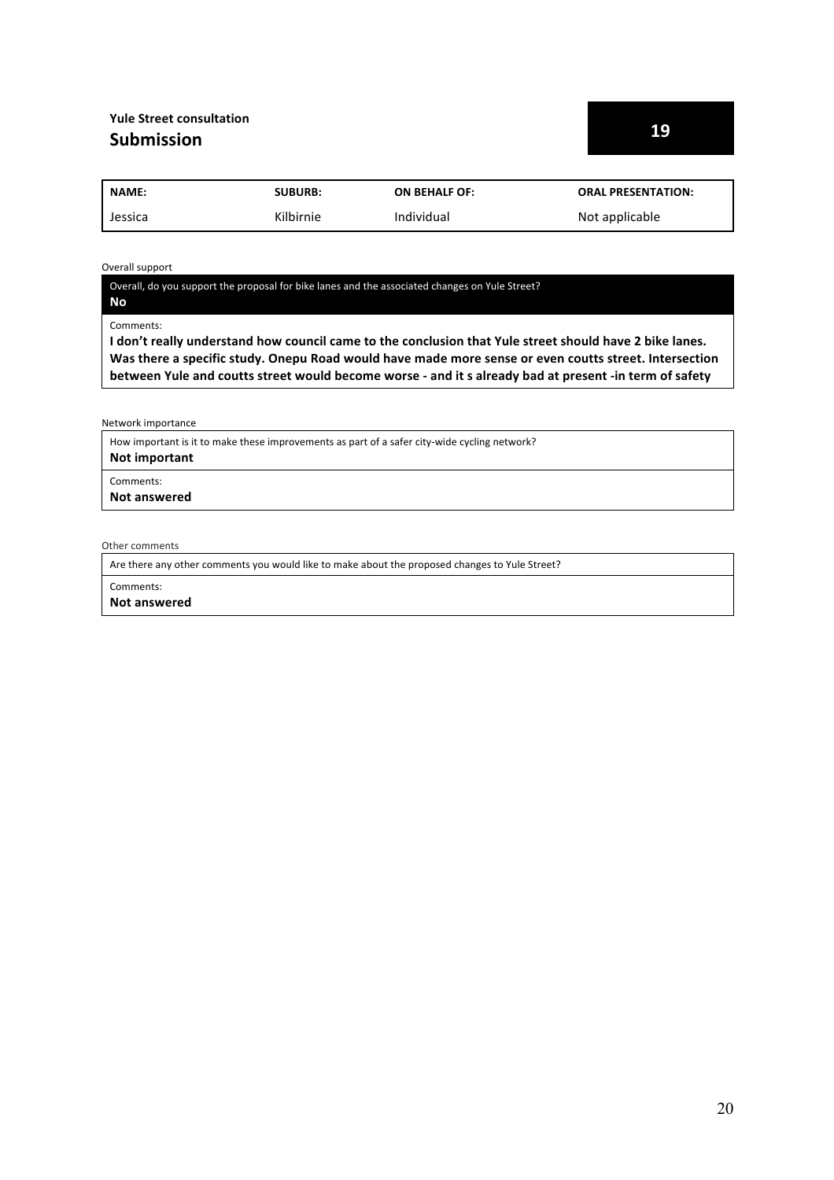**Yule Street consultation**

## Submission

**19**

| NAME: | SUBURB: | ON BEHALF OF: | ORAL PRESENTATION: |
| --- | --- | --- | --- |
| Jessica | Kilbirnie | Individual | Not applicable |

Overall support

Overall, do you support the proposal for bike lanes and the associated changes on Yule Street?
**No**

Comments:
**I don't really understand how council came to the conclusion that Yule street should have 2 bike lanes. Was there a specific study. Onepu Road would have made more sense or even coutts street. Intersection between Yule and coutts street would become worse - and it s already bad at present -in term of safety**

Network importance

How important is it to make these improvements as part of a safer city-wide cycling network?
**Not important**

Comments:
**Not answered**

Other comments

Are there any other comments you would like to make about the proposed changes to Yule Street?

Comments:
**Not answered**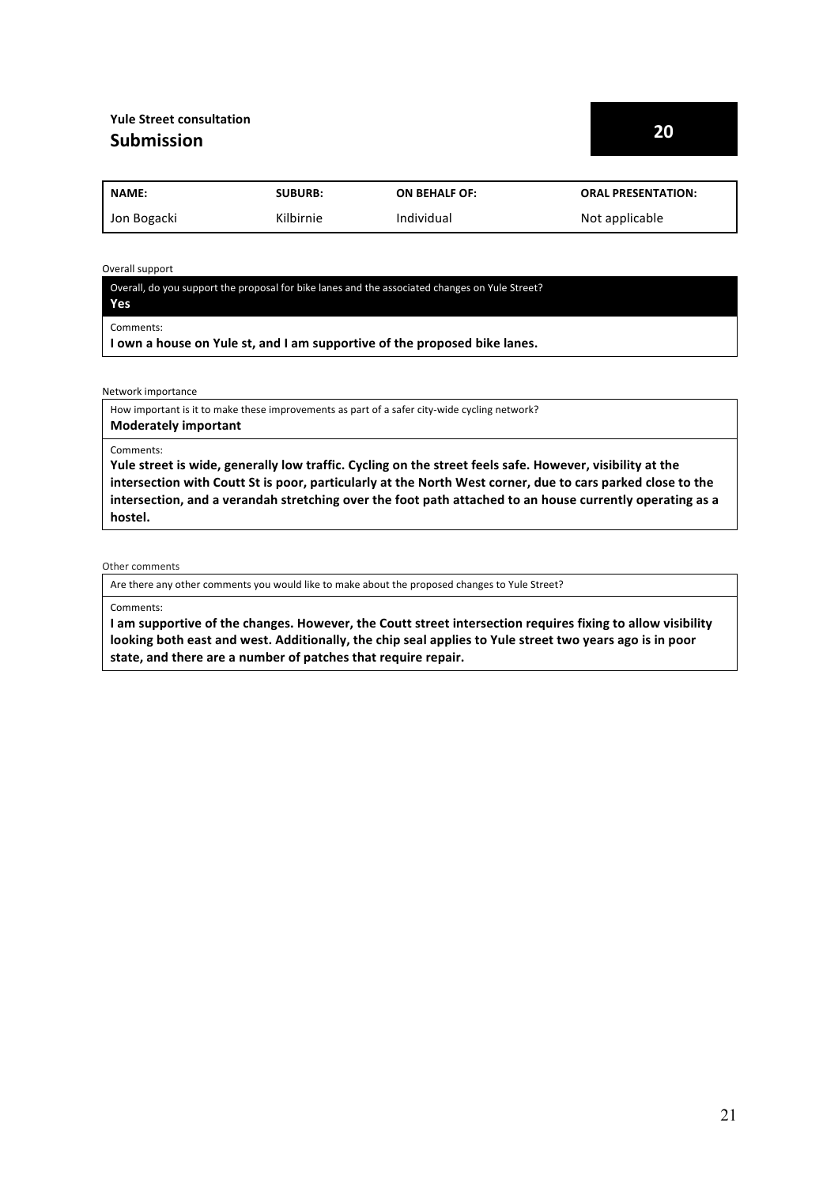**Yule Street consultation**

## Submission

**20**

| **NAME:** | **SUBURB:** | **ON BEHALF OF:** | **ORAL PRESENTATION:** |
|---|---|---|---|
| Jon Bogacki | Kilbirnie | Individual | Not applicable |

Overall support

Overall, do you support the proposal for bike lanes and the associated changes on Yule Street?
**Yes**

Comments:
**I own a house on Yule st, and I am supportive of the proposed bike lanes.**

Network importance

How important is it to make these improvements as part of a safer city-wide cycling network?
**Moderately important**

Comments:
**Yule street is wide, generally low traffic. Cycling on the street feels safe. However, visibility at the intersection with Coutt St is poor, particularly at the North West corner, due to cars parked close to the intersection, and a verandah stretching over the foot path attached to an house currently operating as a hostel.**

Other comments

Are there any other comments you would like to make about the proposed changes to Yule Street?

Comments:
**I am supportive of the changes. However, the Coutt street intersection requires fixing to allow visibility looking both east and west. Additionally, the chip seal applies to Yule street two years ago is in poor state, and there are a number of patches that require repair.**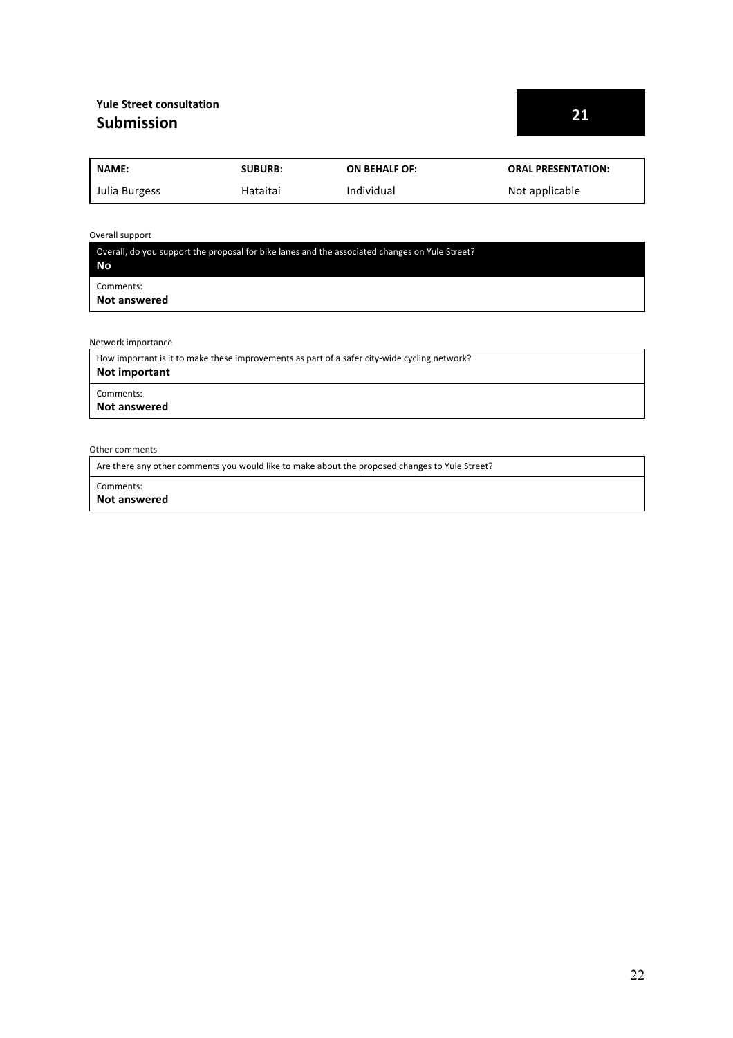**Yule Street consultation**

## Submission

**21**

| NAME: | SUBURB: | ON BEHALF OF: | ORAL PRESENTATION: |
| --- | --- | --- | --- |
| Julia Burgess | Hataitai | Individual | Not applicable |

Overall support

Overall, do you support the proposal for bike lanes and the associated changes on Yule Street?
**No**

Comments:
**Not answered**

Network importance

How important is it to make these improvements as part of a safer city-wide cycling network?
**Not important**

Comments:
**Not answered**

Other comments

Are there any other comments you would like to make about the proposed changes to Yule Street?

Comments:
**Not answered**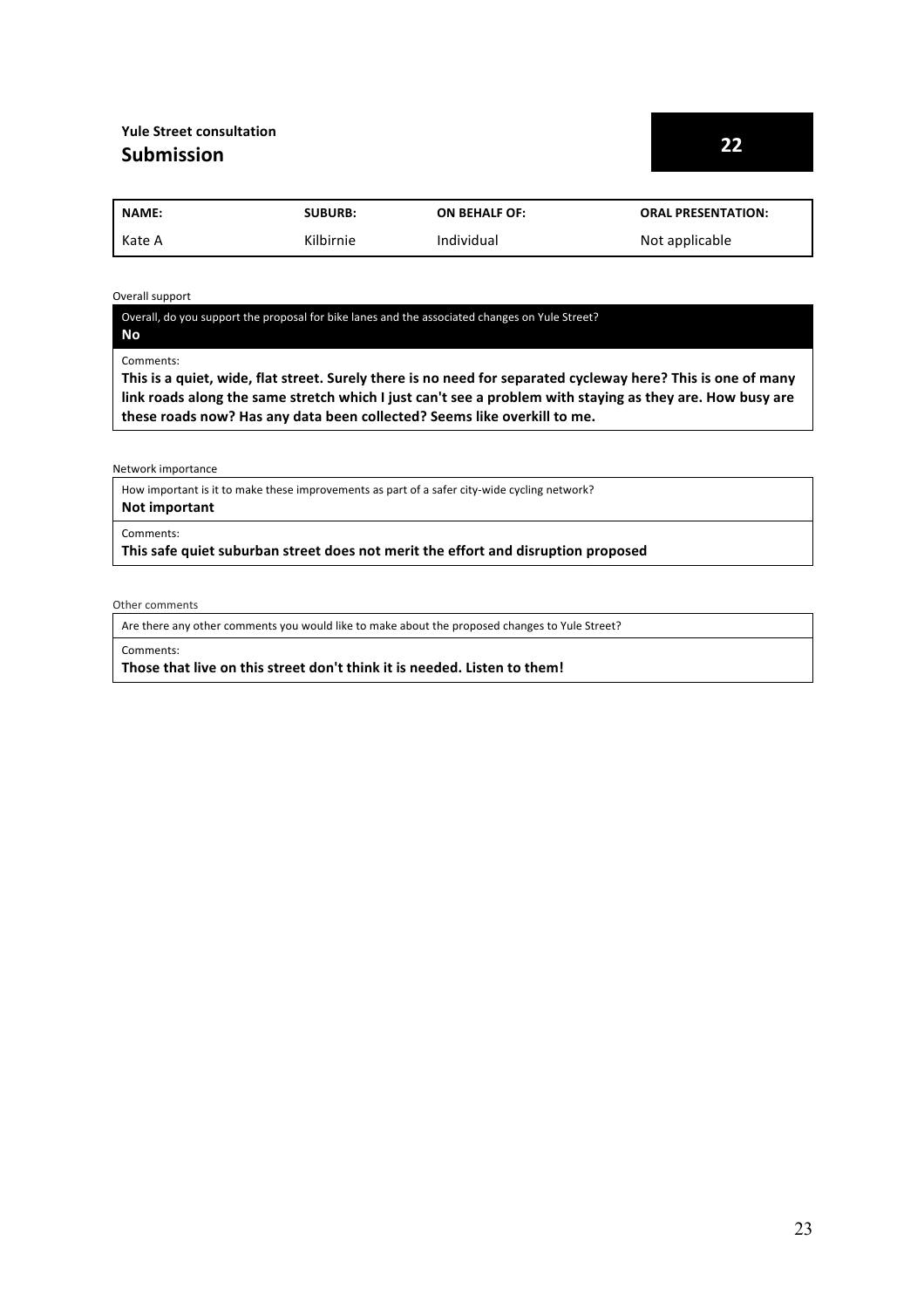**Yule Street consultation**

## Submission

**22**

| NAME: | SUBURB: | ON BEHALF OF: | ORAL PRESENTATION: |
| --- | --- | --- | --- |
| Kate A | Kilbirnie | Individual | Not applicable |

Overall support

Overall, do you support the proposal for bike lanes and the associated changes on Yule Street?

**No**

Comments:

**This is a quiet, wide, flat street. Surely there is no need for separated cycleway here? This is one of many link roads along the same stretch which I just can't see a problem with staying as they are. How busy are these roads now? Has any data been collected? Seems like overkill to me.**

Network importance

How important is it to make these improvements as part of a safer city-wide cycling network?

**Not important**

Comments:

**This safe quiet suburban street does not merit the effort and disruption proposed**

Other comments

Are there any other comments you would like to make about the proposed changes to Yule Street?

Comments:

**Those that live on this street don't think it is needed. Listen to them!**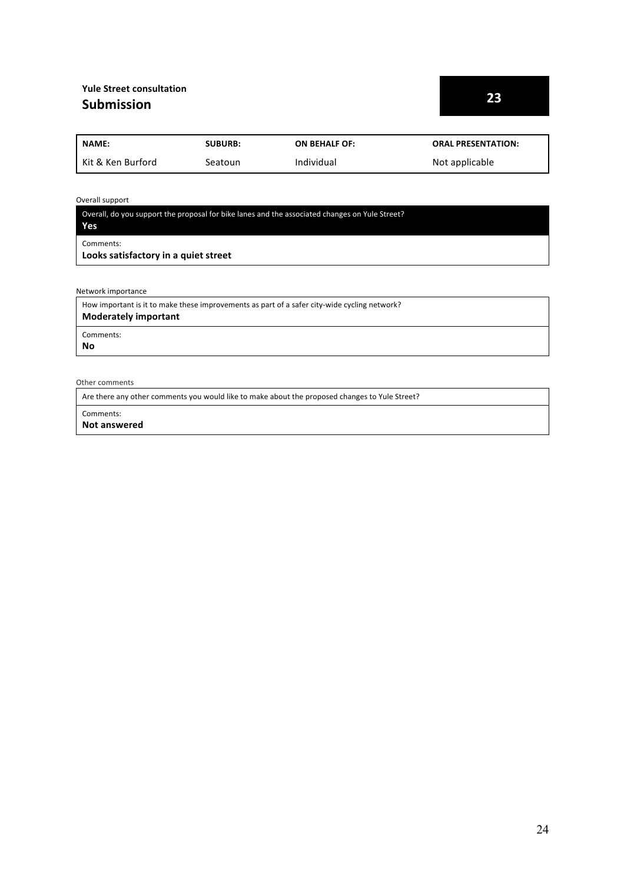**Yule Street consultation**

## Submission

**23**

| NAME: | SUBURB: | ON BEHALF OF: | ORAL PRESENTATION: |
|---|---|---|---|
| Kit & Ken Burford | Seatoun | Individual | Not applicable |

Overall support

Overall, do you support the proposal for bike lanes and the associated changes on Yule Street?
**Yes**

Comments:
**Looks satisfactory in a quiet street**

Network importance

How important is it to make these improvements as part of a safer city-wide cycling network?
**Moderately important**

Comments:
**No**

Other comments

Are there any other comments you would like to make about the proposed changes to Yule Street?

Comments:
**Not answered**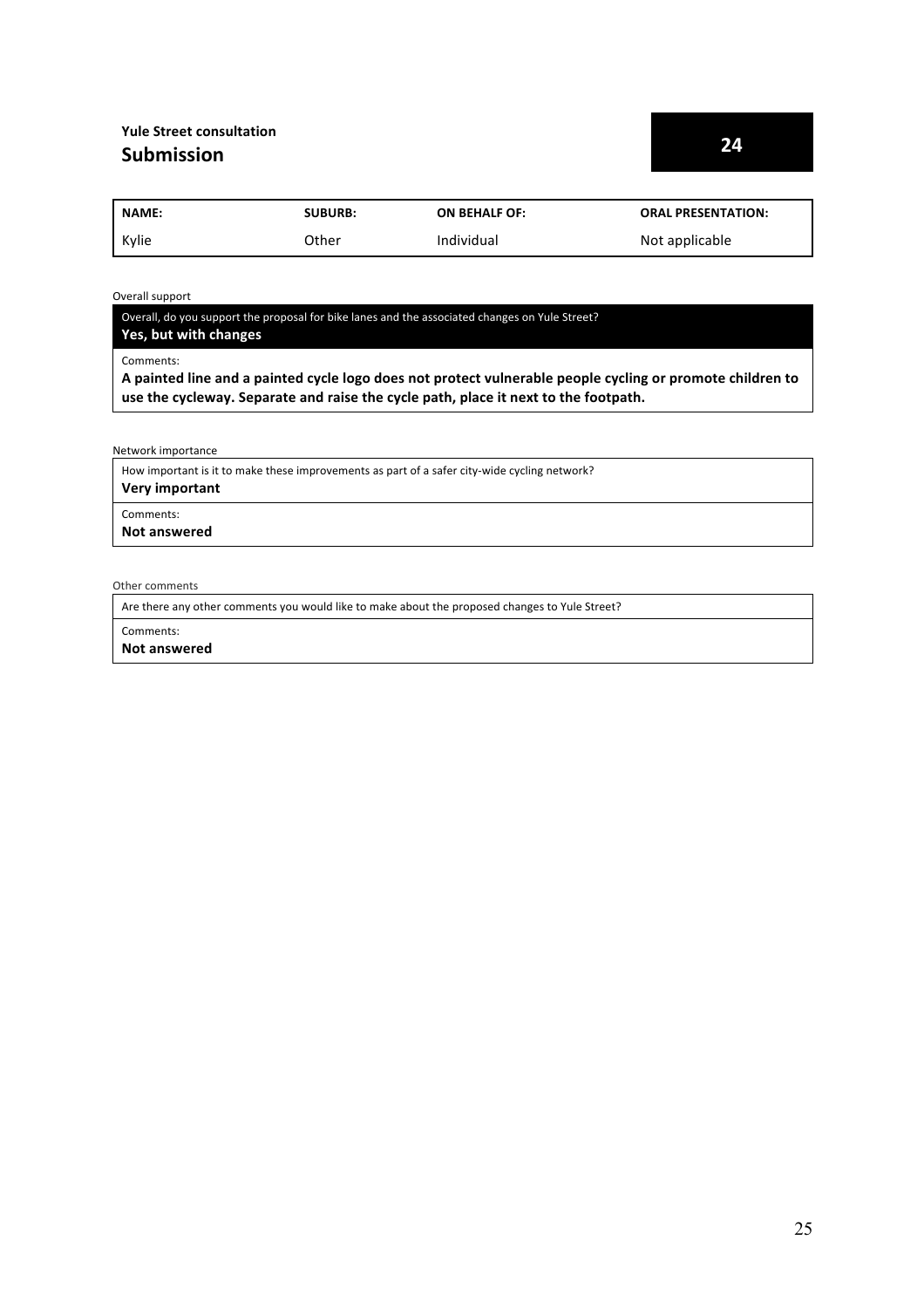**Yule Street consultation**

## Submission

**24**

| NAME: | SUBURB: | ON BEHALF OF: | ORAL PRESENTATION: |
|---|---|---|---|
| Kylie | Other | Individual | Not applicable |

Overall support

Overall, do you support the proposal for bike lanes and the associated changes on Yule Street?

**Yes, but with changes**

Comments:

**A painted line and a painted cycle logo does not protect vulnerable people cycling or promote children to use the cycleway. Separate and raise the cycle path, place it next to the footpath.**

Network importance

How important is it to make these improvements as part of a safer city-wide cycling network?

**Very important**

Comments:

**Not answered**

Other comments

Are there any other comments you would like to make about the proposed changes to Yule Street?

Comments:

**Not answered**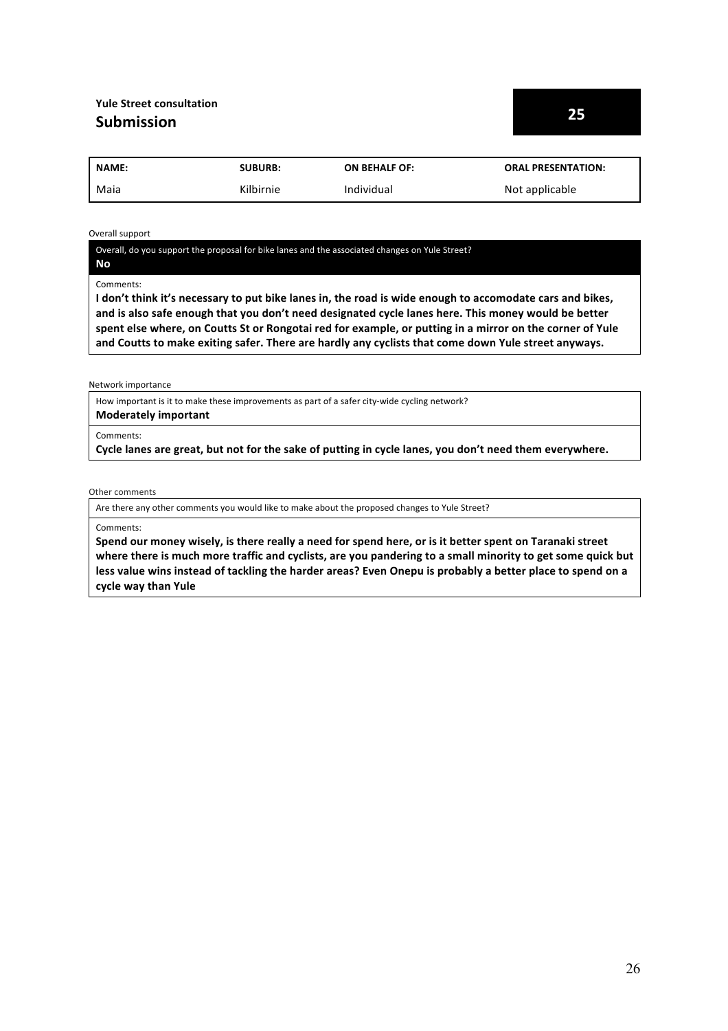**Yule Street consultation**

## Submission

**25**

| NAME: | SUBURB: | ON BEHALF OF: | ORAL PRESENTATION: |
|---|---|---|---|
| Maia | Kilbirnie | Individual | Not applicable |

Overall support

Overall, do you support the proposal for bike lanes and the associated changes on Yule Street?
**No**

Comments:
**I don't think it's necessary to put bike lanes in, the road is wide enough to accomodate cars and bikes, and is also safe enough that you don't need designated cycle lanes here. This money would be better spent else where, on Coutts St or Rongotai red for example, or putting in a mirror on the corner of Yule and Coutts to make exiting safer. There are hardly any cyclists that come down Yule street anyways.**

Network importance

How important is it to make these improvements as part of a safer city-wide cycling network?
**Moderately important**

Comments:
**Cycle lanes are great, but not for the sake of putting in cycle lanes, you don't need them everywhere.**

Other comments

Are there any other comments you would like to make about the proposed changes to Yule Street?

Comments:
**Spend our money wisely, is there really a need for spend here, or is it better spent on Taranaki street where there is much more traffic and cyclists, are you pandering to a small minority to get some quick but less value wins instead of tackling the harder areas? Even Onepu is probably a better place to spend on a cycle way than Yule**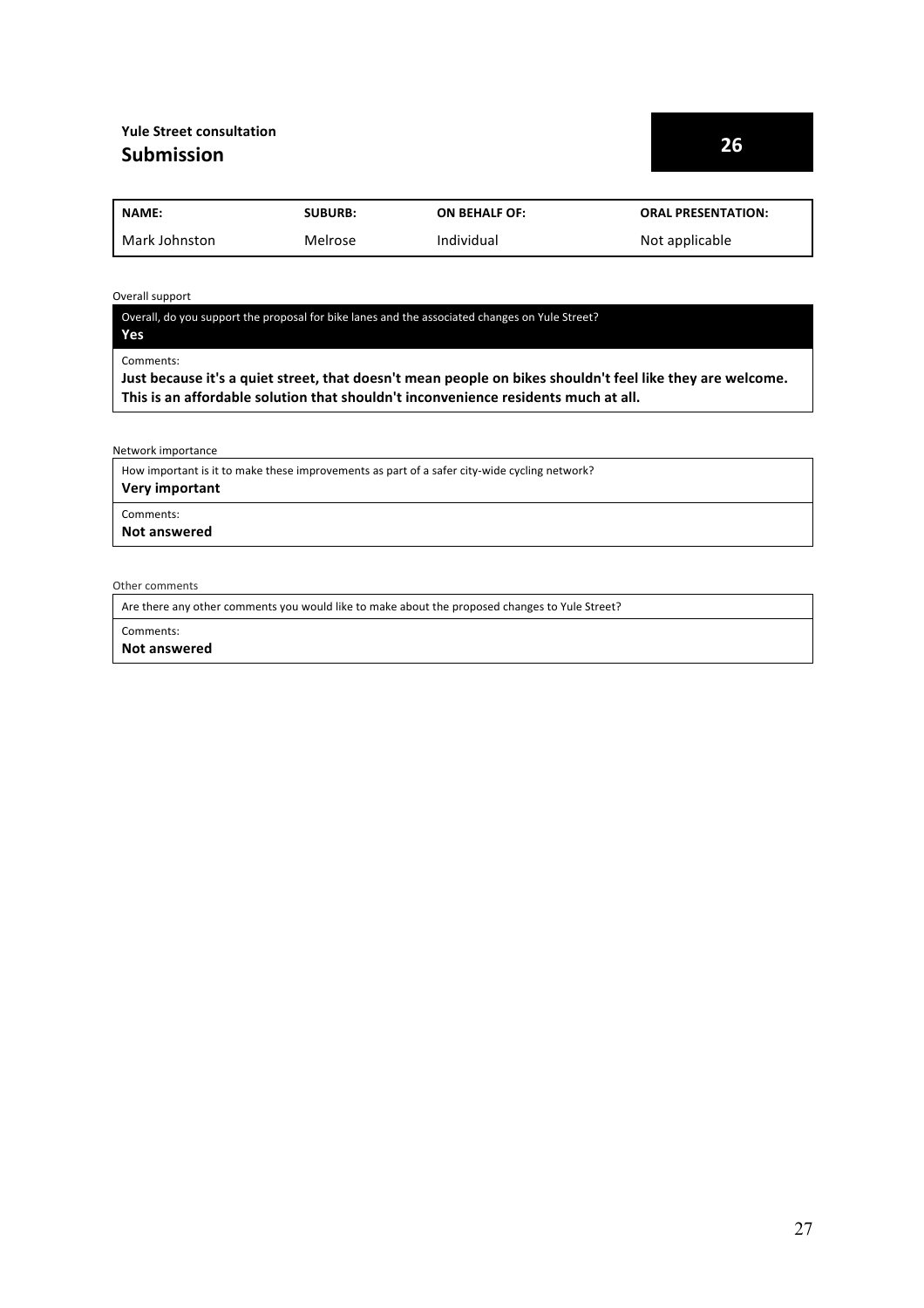**Yule Street consultation**

## Submission

**26**

| NAME: | SUBURB: | ON BEHALF OF: | ORAL PRESENTATION: |
|---|---|---|---|
| Mark Johnston | Melrose | Individual | Not applicable |

Overall support

Overall, do you support the proposal for bike lanes and the associated changes on Yule Street?

**Yes**

Comments:

**Just because it's a quiet street, that doesn't mean people on bikes shouldn't feel like they are welcome. This is an affordable solution that shouldn't inconvenience residents much at all.**

Network importance

How important is it to make these improvements as part of a safer city-wide cycling network?

**Very important**

Comments:

**Not answered**

Other comments

Are there any other comments you would like to make about the proposed changes to Yule Street?

Comments:

**Not answered**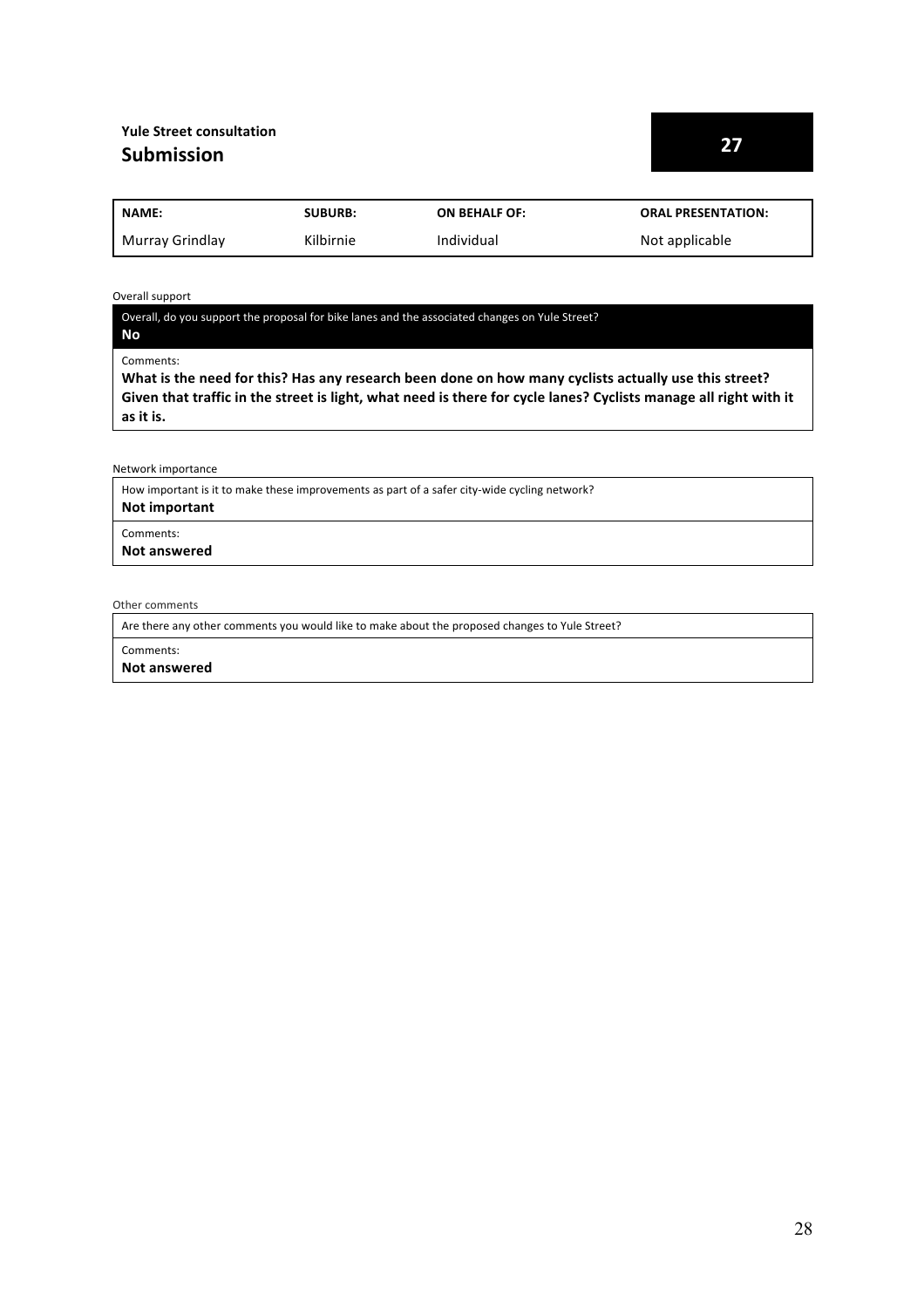**Yule Street consultation**

## Submission

**27**

| NAME: | SUBURB: | ON BEHALF OF: | ORAL PRESENTATION: |
|---|---|---|---|
| Murray Grindlay | Kilbirnie | Individual | Not applicable |

Overall support

Overall, do you support the proposal for bike lanes and the associated changes on Yule Street?

**No**

Comments:

**What is the need for this? Has any research been done on how many cyclists actually use this street? Given that traffic in the street is light, what need is there for cycle lanes? Cyclists manage all right with it as it is.**

Network importance

How important is it to make these improvements as part of a safer city-wide cycling network?

**Not important**

Comments:

**Not answered**

Other comments

Are there any other comments you would like to make about the proposed changes to Yule Street?

Comments:

**Not answered**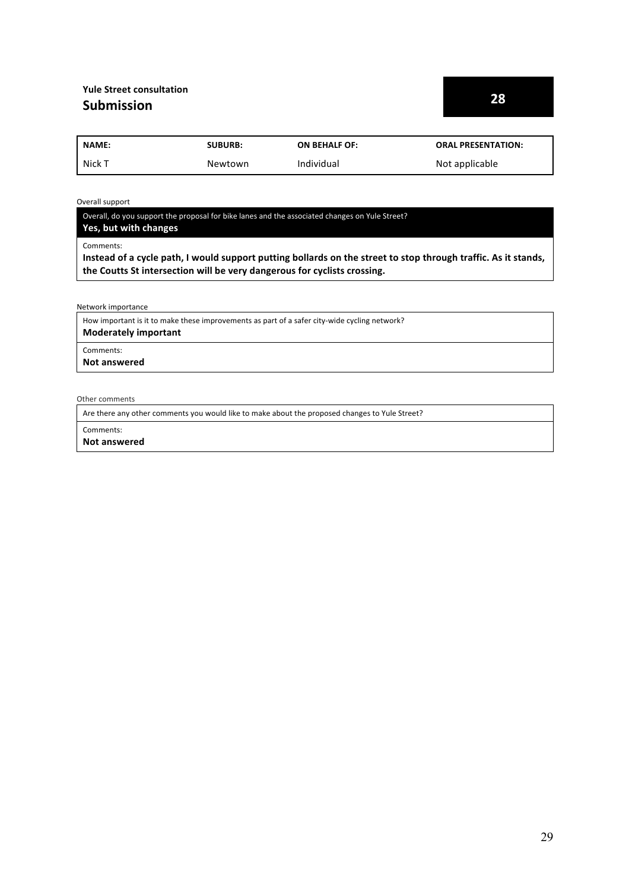**Yule Street consultation**

## Submission

**28**

| NAME: | SUBURB: | ON BEHALF OF: | ORAL PRESENTATION: |
|---|---|---|---|
| Nick T | Newtown | Individual | Not applicable |

Overall support

Overall, do you support the proposal for bike lanes and the associated changes on Yule Street?

**Yes, but with changes**

Comments:

**Instead of a cycle path, I would support putting bollards on the street to stop through traffic. As it stands, the Coutts St intersection will be very dangerous for cyclists crossing.**

Network importance

How important is it to make these improvements as part of a safer city-wide cycling network?

**Moderately important**

Comments:

**Not answered**

Other comments

Are there any other comments you would like to make about the proposed changes to Yule Street?

Comments:

**Not answered**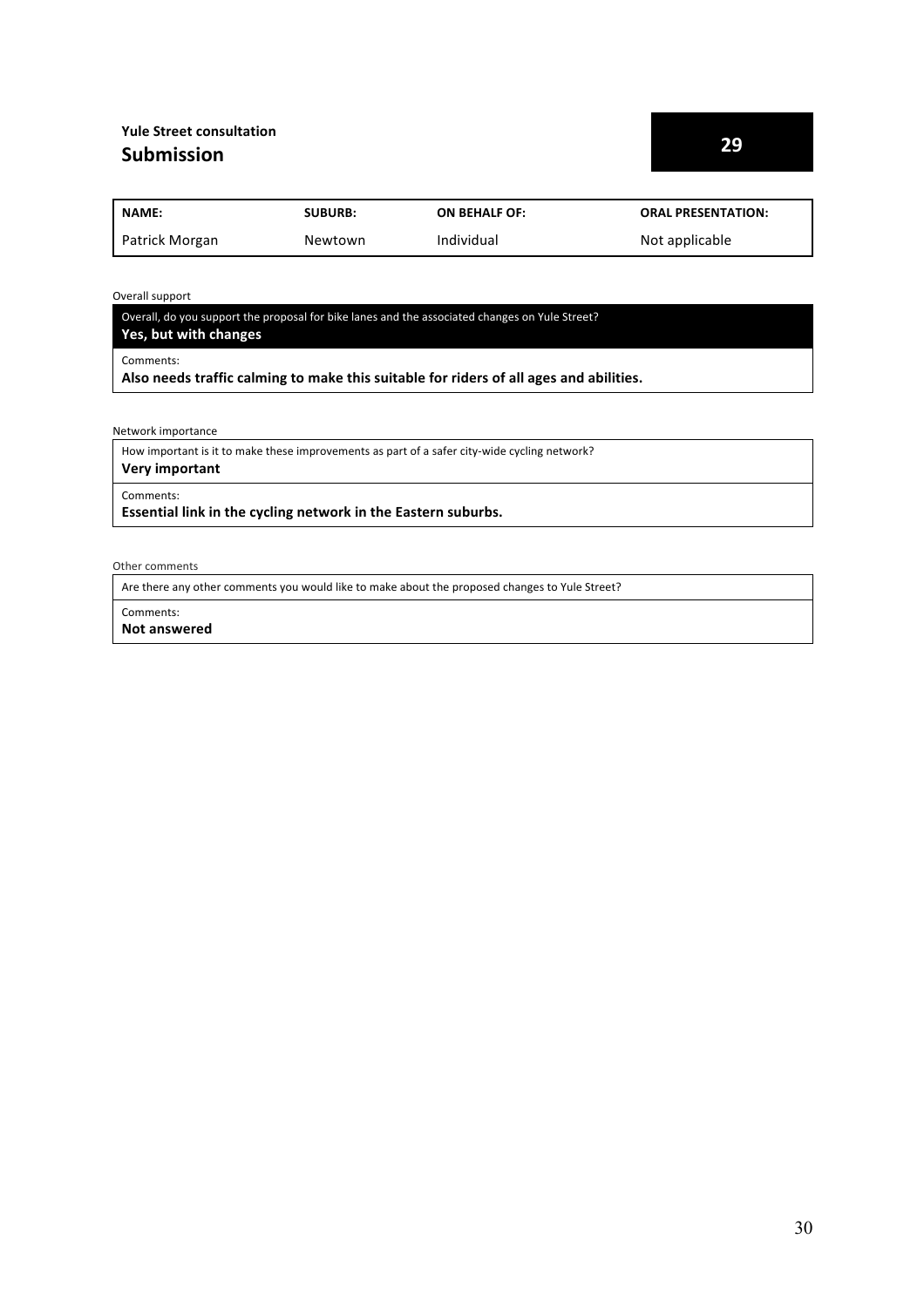**Yule Street consultation**

## Submission

**29**

| NAME: | SUBURB: | ON BEHALF OF: | ORAL PRESENTATION: |
|---|---|---|---|
| Patrick Morgan | Newtown | Individual | Not applicable |

Overall support

Overall, do you support the proposal for bike lanes and the associated changes on Yule Street?
**Yes, but with changes**

Comments:
**Also needs traffic calming to make this suitable for riders of all ages and abilities.**

Network importance

How important is it to make these improvements as part of a safer city-wide cycling network?
**Very important**

Comments:
**Essential link in the cycling network in the Eastern suburbs.**

Other comments

Are there any other comments you would like to make about the proposed changes to Yule Street?

Comments:
**Not answered**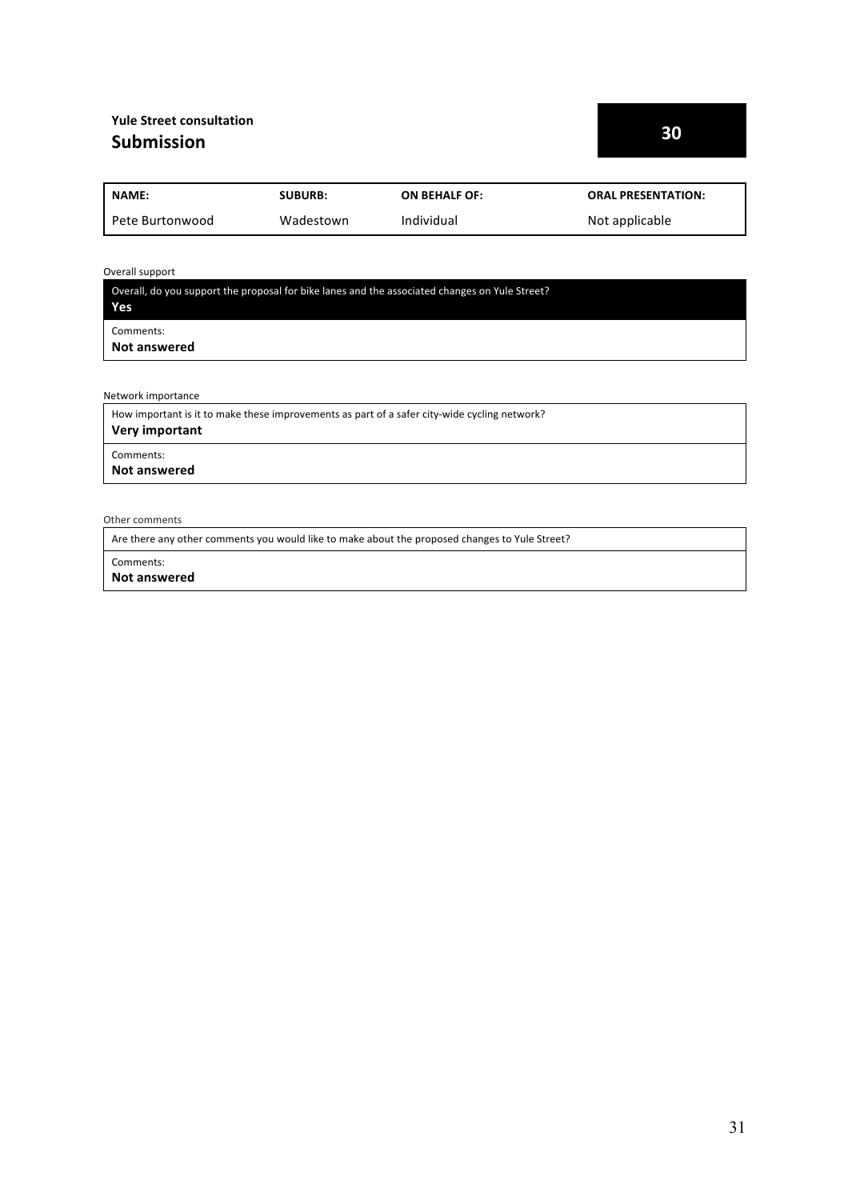**Yule Street consultation**

## Submission

**30**

| NAME: | SUBURB: | ON BEHALF OF: | ORAL PRESENTATION: |
|---|---|---|---|
| Pete Burtonwood | Wadestown | Individual | Not applicable |

Overall support

Overall, do you support the proposal for bike lanes and the associated changes on Yule Street?
**Yes**

Comments:
**Not answered**

Network importance

How important is it to make these improvements as part of a safer city-wide cycling network?
**Very important**

Comments:
**Not answered**

Other comments

Are there any other comments you would like to make about the proposed changes to Yule Street?

Comments:
**Not answered**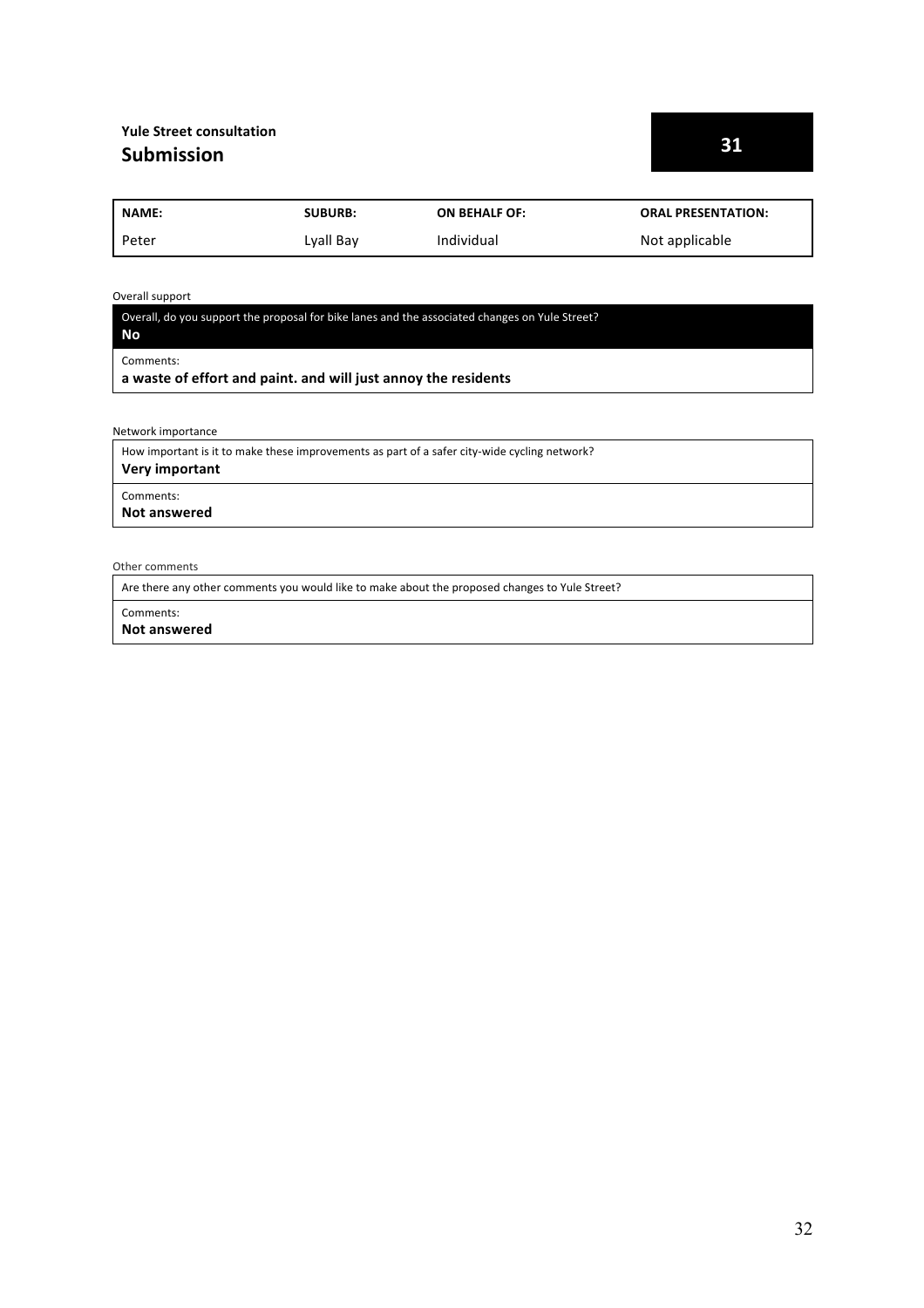**Yule Street consultation**

## Submission

**31**

| NAME: | SUBURB: | ON BEHALF OF: | ORAL PRESENTATION: |
|---|---|---|---|
| Peter | Lyall Bay | Individual | Not applicable |

Overall support

Overall, do you support the proposal for bike lanes and the associated changes on Yule Street?
**No**

Comments:
**a waste of effort and paint. and will just annoy the residents**

Network importance

How important is it to make these improvements as part of a safer city-wide cycling network?
**Very important**

Comments:
**Not answered**

Other comments

Are there any other comments you would like to make about the proposed changes to Yule Street?

Comments:
**Not answered**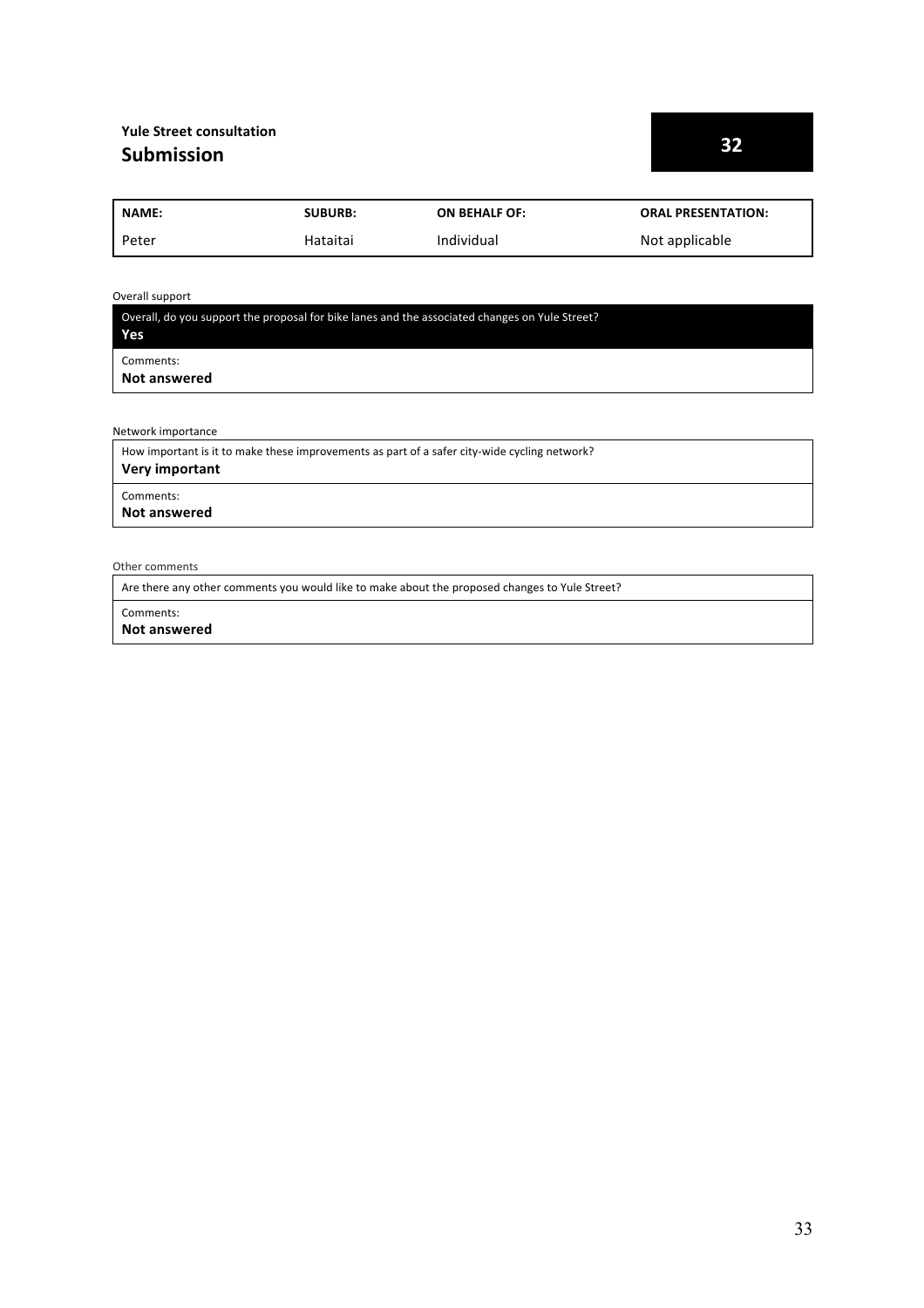**Yule Street consultation**

## Submission

**32**

| NAME: | SUBURB: | ON BEHALF OF: | ORAL PRESENTATION: |
|---|---|---|---|
| Peter | Hataitai | Individual | Not applicable |

Overall support

Overall, do you support the proposal for bike lanes and the associated changes on Yule Street?

**Yes**

Comments:

**Not answered**

Network importance

How important is it to make these improvements as part of a safer city-wide cycling network?

**Very important**

Comments:

**Not answered**

Other comments

Are there any other comments you would like to make about the proposed changes to Yule Street?

Comments:

**Not answered**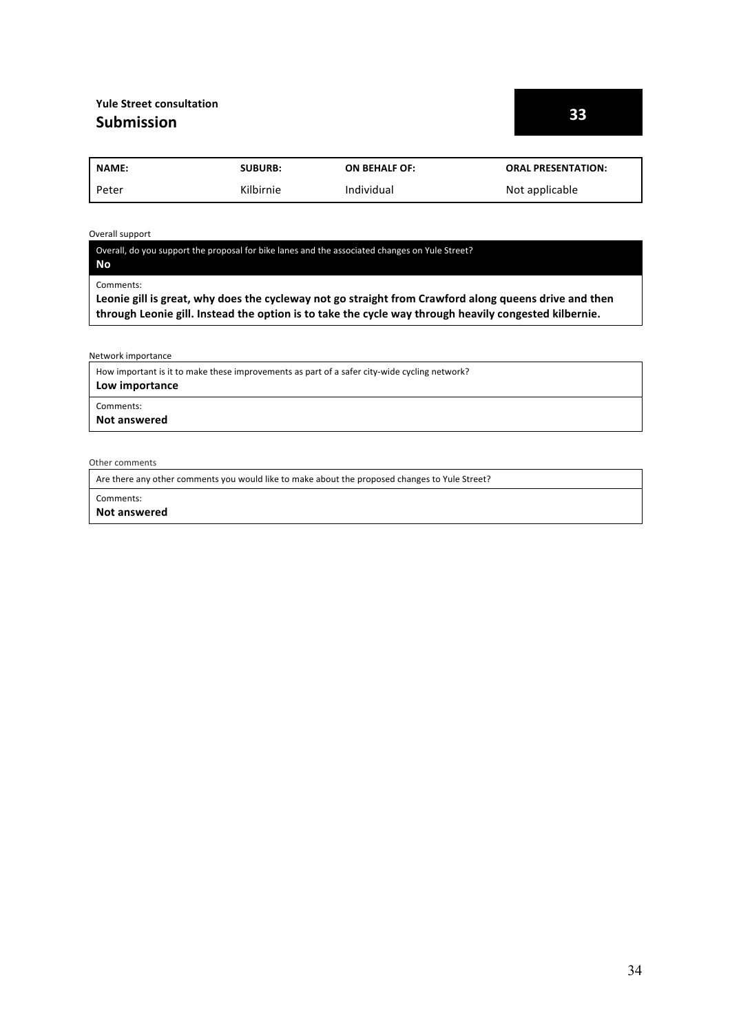**Yule Street consultation**

## Submission

**33**

| NAME: | SUBURB: | ON BEHALF OF: | ORAL PRESENTATION: |
|---|---|---|---|
| Peter | Kilbirnie | Individual | Not applicable |

Overall support

Overall, do you support the proposal for bike lanes and the associated changes on Yule Street?

**No**

Comments:

**Leonie gill is great, why does the cycleway not go straight from Crawford along queens drive and then through Leonie gill. Instead the option is to take the cycle way through heavily congested kilbernie.**

Network importance

How important is it to make these improvements as part of a safer city-wide cycling network?

**Low importance**

Comments:

**Not answered**

Other comments

Are there any other comments you would like to make about the proposed changes to Yule Street?

Comments:

**Not answered**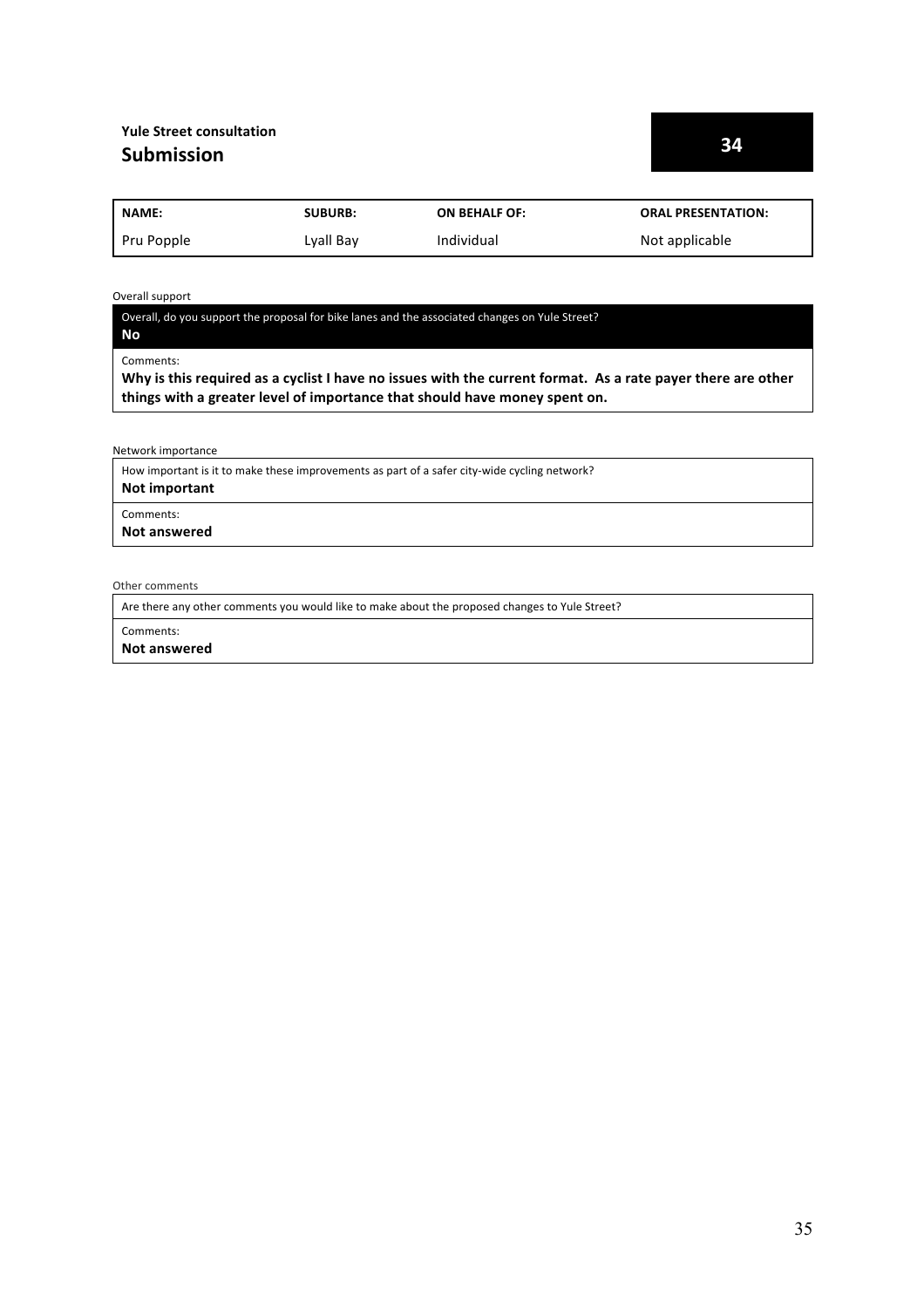**Yule Street consultation**

## Submission

**34**

| NAME: | SUBURB: | ON BEHALF OF: | ORAL PRESENTATION: |
| --- | --- | --- | --- |
| Pru Popple | Lyall Bay | Individual | Not applicable |

Overall support

Overall, do you support the proposal for bike lanes and the associated changes on Yule Street?

**No**

Comments:

**Why is this required as a cyclist I have no issues with the current format. As a rate payer there are other things with a greater level of importance that should have money spent on.**

Network importance

How important is it to make these improvements as part of a safer city-wide cycling network?

**Not important**

Comments:

**Not answered**

Other comments

Are there any other comments you would like to make about the proposed changes to Yule Street?

Comments:

**Not answered**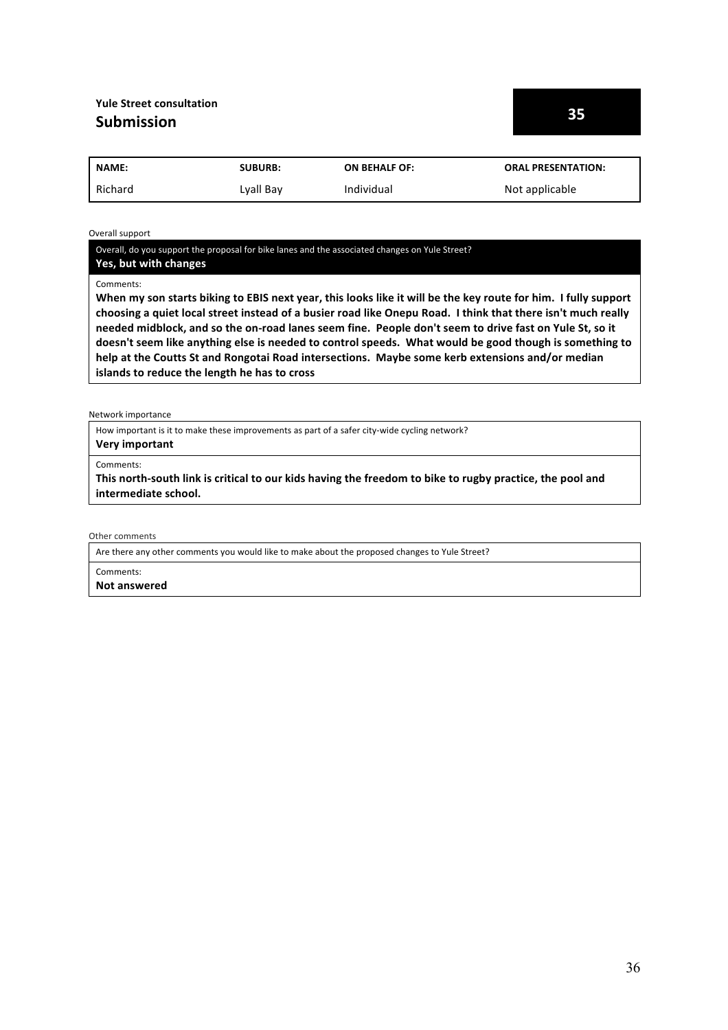**Yule Street consultation**

## Submission

**35**

| NAME: | SUBURB: | ON BEHALF OF: | ORAL PRESENTATION: |
|---|---|---|---|
| Richard | Lyall Bay | Individual | Not applicable |

Overall support

Overall, do you support the proposal for bike lanes and the associated changes on Yule Street?

**Yes, but with changes**

Comments:

**When my son starts biking to EBIS next year, this looks like it will be the key route for him. I fully support choosing a quiet local street instead of a busier road like Onepu Road. I think that there isn't much really needed midblock, and so the on-road lanes seem fine. People don't seem to drive fast on Yule St, so it doesn't seem like anything else is needed to control speeds. What would be good though is something to help at the Coutts St and Rongotai Road intersections. Maybe some kerb extensions and/or median islands to reduce the length he has to cross**

Network importance

How important is it to make these improvements as part of a safer city-wide cycling network?

**Very important**

Comments:

**This north-south link is critical to our kids having the freedom to bike to rugby practice, the pool and intermediate school.**

Other comments

Are there any other comments you would like to make about the proposed changes to Yule Street?

Comments:

**Not answered**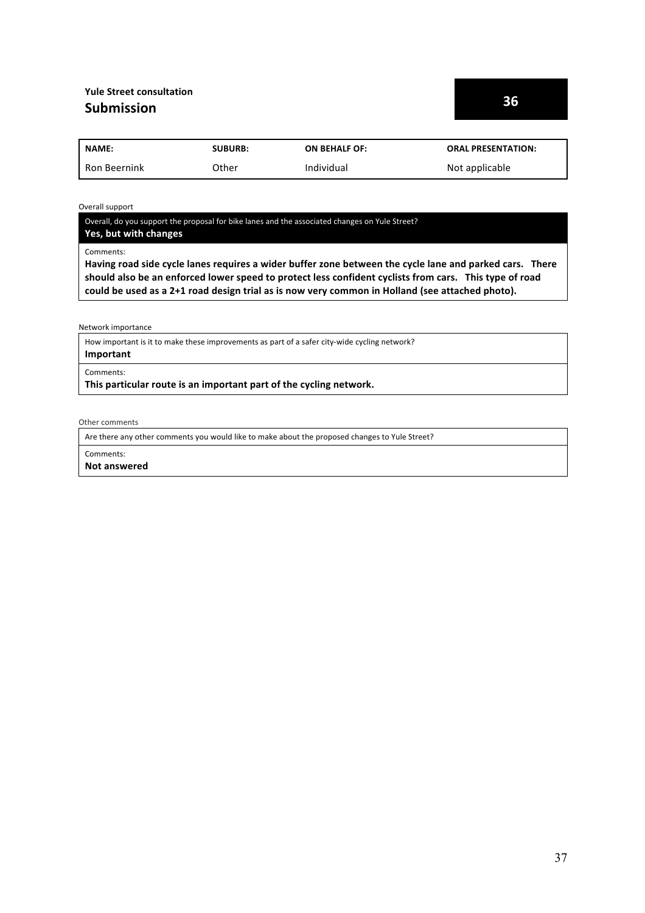**Yule Street consultation**

## Submission

**36**

| NAME: | SUBURB: | ON BEHALF OF: | ORAL PRESENTATION: |
| --- | --- | --- | --- |
| Ron Beernink | Other | Individual | Not applicable |

Overall support

Overall, do you support the proposal for bike lanes and the associated changes on Yule Street?
**Yes, but with changes**

Comments:
**Having road side cycle lanes requires a wider buffer zone between the cycle lane and parked cars. There should also be an enforced lower speed to protect less confident cyclists from cars. This type of road could be used as a 2+1 road design trial as is now very common in Holland (see attached photo).**

Network importance

How important is it to make these improvements as part of a safer city-wide cycling network?
**Important**

Comments:
**This particular route is an important part of the cycling network.**

Other comments

Are there any other comments you would like to make about the proposed changes to Yule Street?

Comments:
**Not answered**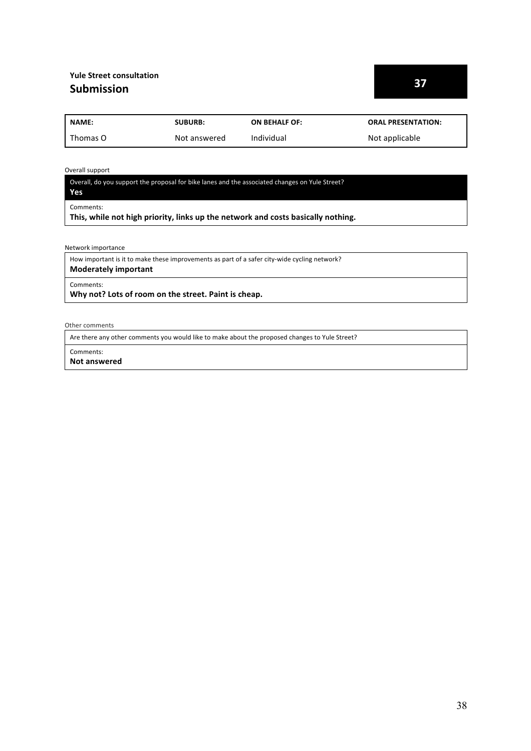**Yule Street consultation**

## Submission

**37**

| **NAME:** | **SUBURB:** | **ON BEHALF OF:** | **ORAL PRESENTATION:** |
|---|---|---|---|
| Thomas O | Not answered | Individual | Not applicable |

Overall support

Overall, do you support the proposal for bike lanes and the associated changes on Yule Street?
**Yes**

Comments:
**This, while not high priority, links up the network and costs basically nothing.**

Network importance

How important is it to make these improvements as part of a safer city-wide cycling network?
**Moderately important**

Comments:
**Why not? Lots of room on the street. Paint is cheap.**

Other comments

Are there any other comments you would like to make about the proposed changes to Yule Street?

Comments:
**Not answered**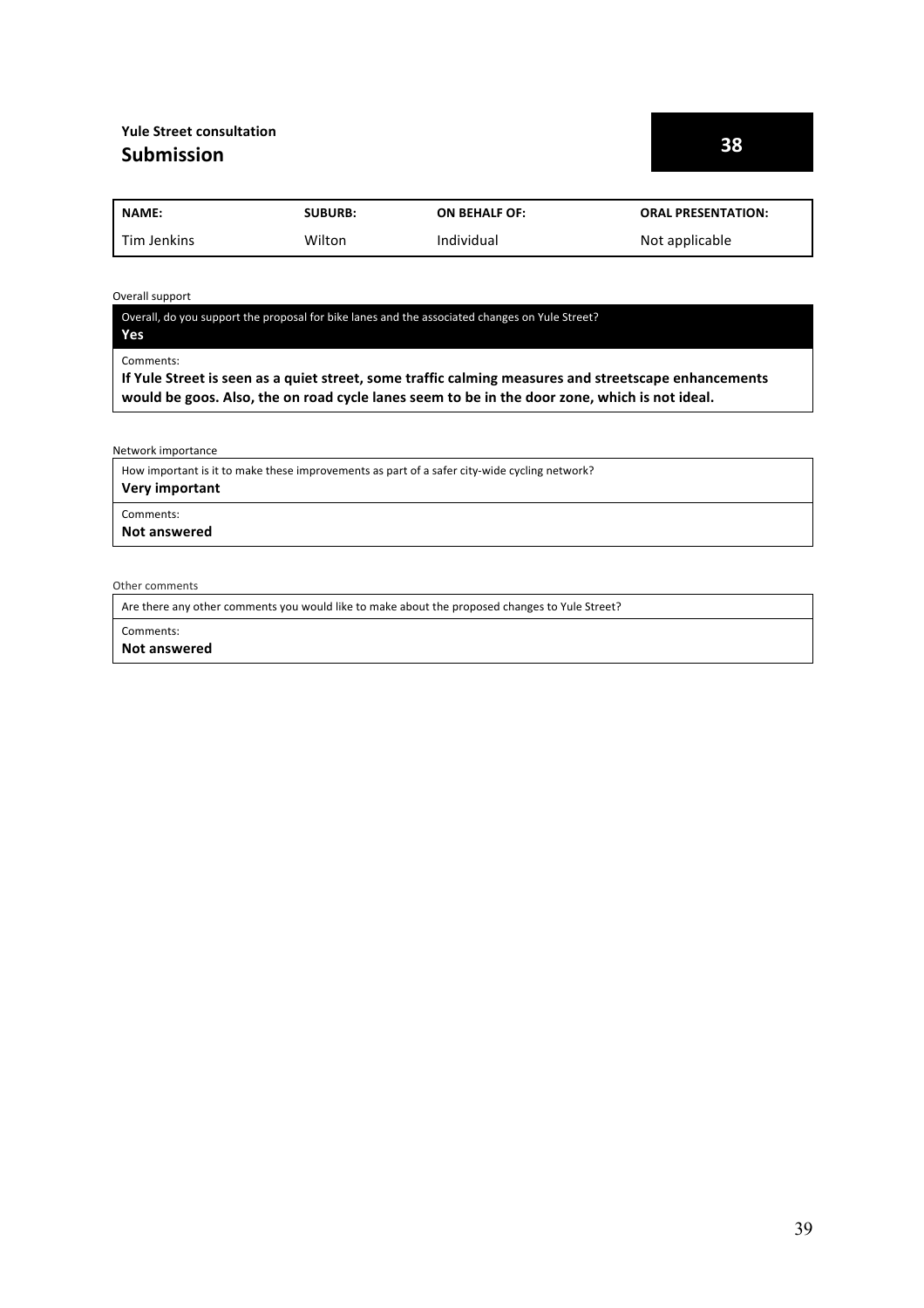**Yule Street consultation**

## Submission

**38**

| NAME: | SUBURB: | ON BEHALF OF: | ORAL PRESENTATION: |
|---|---|---|---|
| Tim Jenkins | Wilton | Individual | Not applicable |

Overall support

Overall, do you support the proposal for bike lanes and the associated changes on Yule Street?
**Yes**

Comments:
**If Yule Street is seen as a quiet street, some traffic calming measures and streetscape enhancements would be goos. Also, the on road cycle lanes seem to be in the door zone, which is not ideal.**

Network importance

How important is it to make these improvements as part of a safer city-wide cycling network?
**Very important**

Comments:
**Not answered**

Other comments

Are there any other comments you would like to make about the proposed changes to Yule Street?

Comments:
**Not answered**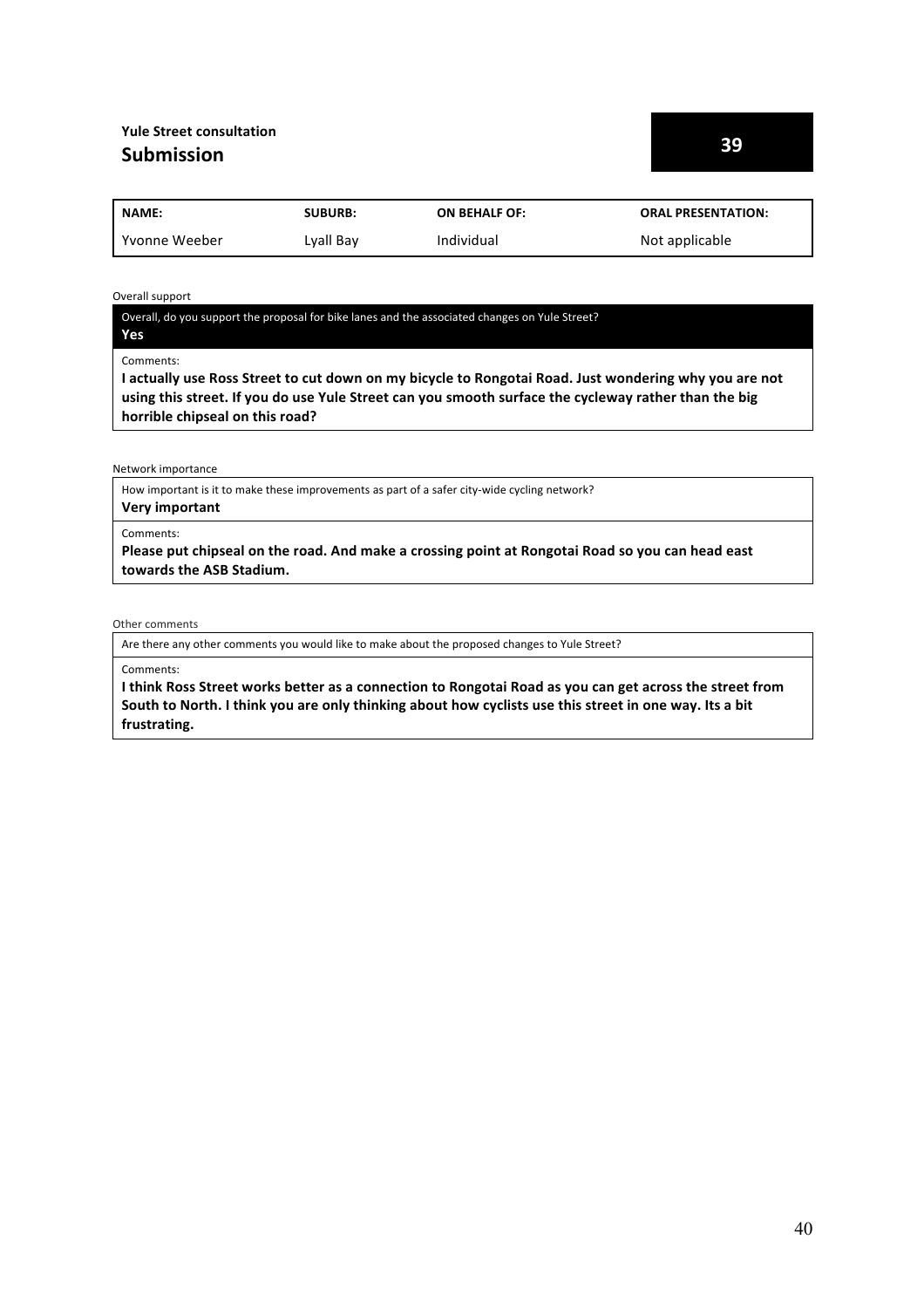**Yule Street consultation**

## Submission

**39**

| NAME: | SUBURB: | ON BEHALF OF: | ORAL PRESENTATION: |
|---|---|---|---|
| Yvonne Weeber | Lyall Bay | Individual | Not applicable |

Overall support

Overall, do you support the proposal for bike lanes and the associated changes on Yule Street?

**Yes**

Comments:

**I actually use Ross Street to cut down on my bicycle to Rongotai Road. Just wondering why you are not using this street. If you do use Yule Street can you smooth surface the cycleway rather than the big horrible chipseal on this road?**

Network importance

How important is it to make these improvements as part of a safer city-wide cycling network?

**Very important**

Comments:

**Please put chipseal on the road. And make a crossing point at Rongotai Road so you can head east towards the ASB Stadium.**

Other comments

Are there any other comments you would like to make about the proposed changes to Yule Street?

Comments:

**I think Ross Street works better as a connection to Rongotai Road as you can get across the street from South to North. I think you are only thinking about how cyclists use this street in one way. Its a bit frustrating.**